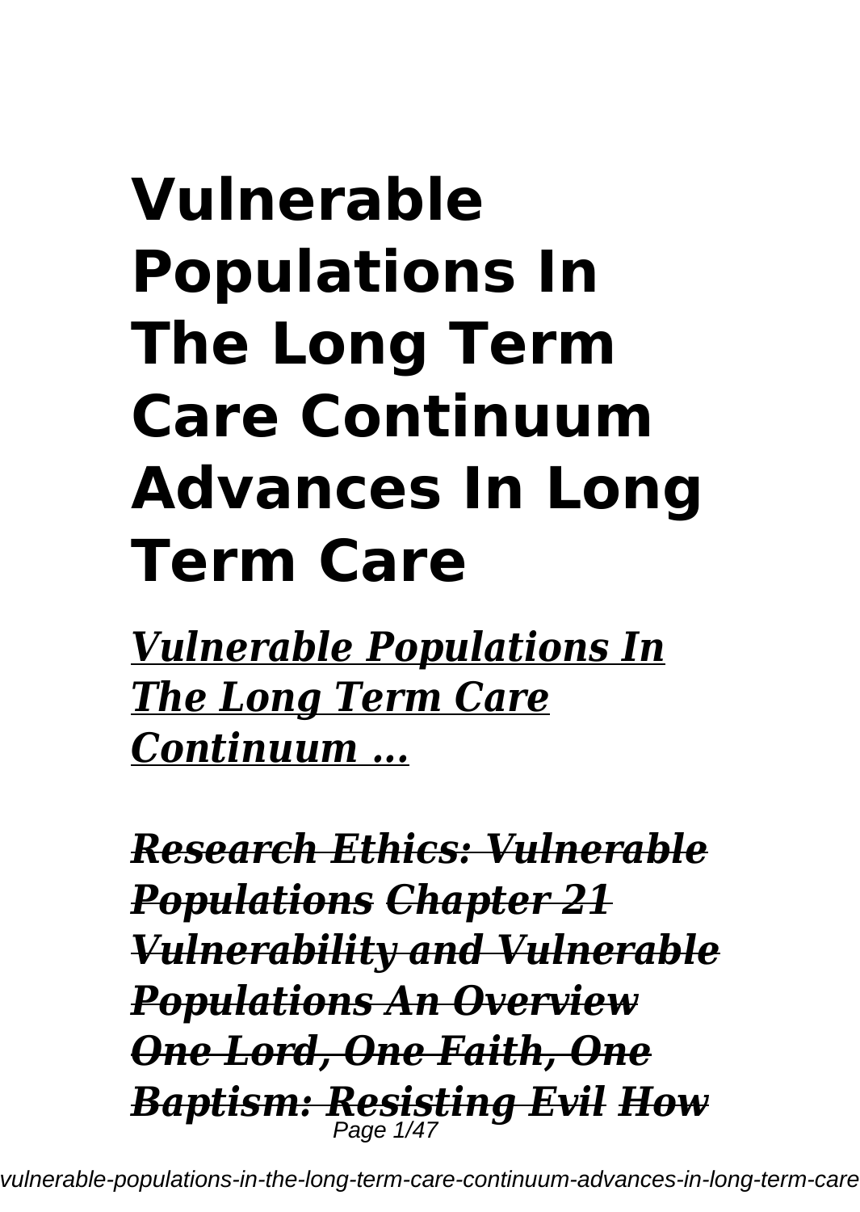# Vulnerable Populations In The Long Term Care Continuum Advances In Long Term Care

*Vulnerable Populations In The Long Term Care Continuum ...*

***~~Research Ethics: Vulnerable Populations~~ ~~Chapter 21 Vulnerability and Vulnerable Populations An Overview~~ ~~One Lord, One Faith, One Baptism: Resisting Evil~~ ~~How~~***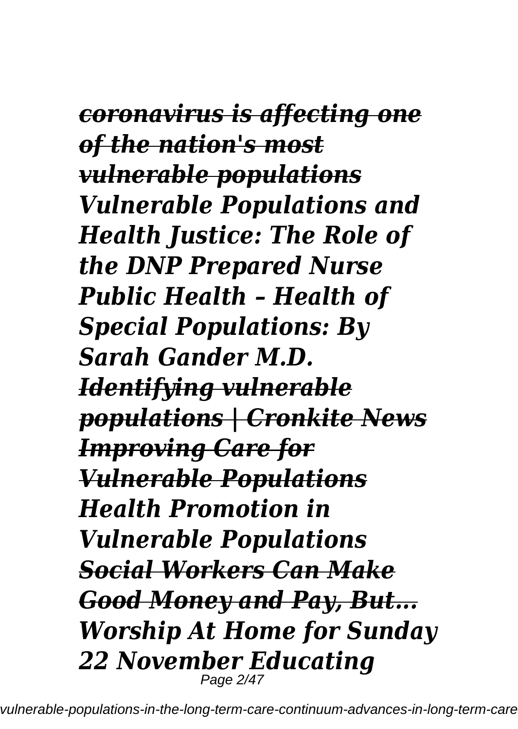***coronavirus is affecting one of the nation's most vulnerable populations***
***Vulnerable Populations and Health Justice: The Role of the DNP Prepared Nurse***
***Public Health – Health of Special Populations: By Sarah Gander M.D.***
***Identifying vulnerable populations | Cronkite News***
***Improving Care for Vulnerable Populations***
***Health Promotion in Vulnerable Populations***
***Social Workers Can Make Good Money and Pay, But...***
***Worship At Home for Sunday 22 November Educating***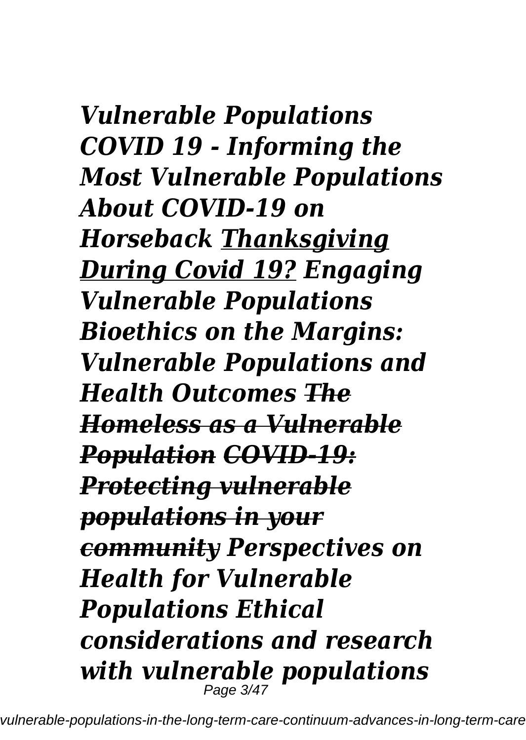***Vulnerable Populations COVID 19 - Informing the Most Vulnerable Populations About COVID-19 on Horseback*** ***Thanksgiving During Covid 19?*** ***Engaging Vulnerable Populations Bioethics on the Margins: Vulnerable Populations and Health Outcomes*** ~~***The Homeless as a Vulnerable Population***~~ ~~***COVID-19: Protecting vulnerable populations in your community***~~ ***Perspectives on Health for Vulnerable Populations Ethical considerations and research with vulnerable populations***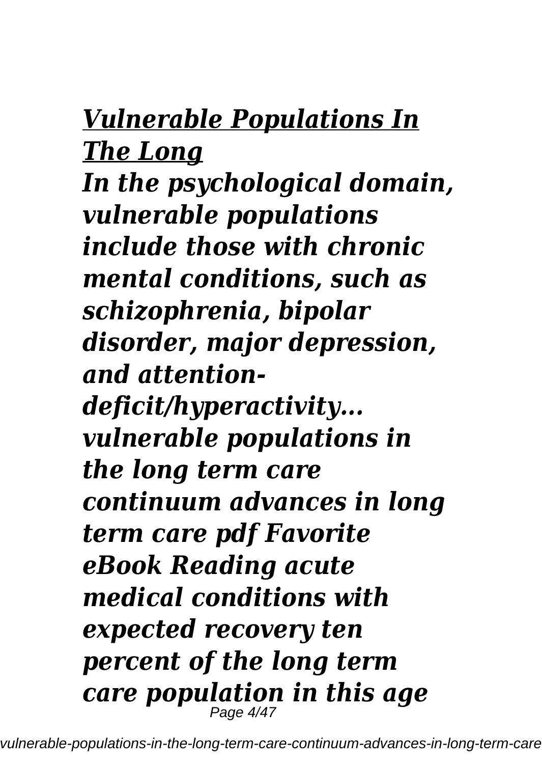## *Vulnerable Populations In The Long*

*In the psychological domain, vulnerable populations include those with chronic mental conditions, such as schizophrenia, bipolar disorder, major depression, and attention-deficit/hyperactivity...*

*vulnerable populations in the long term care continuum advances in long term care pdf Favorite eBook Reading acute medical conditions with expected recovery ten percent of the long term care population in this age*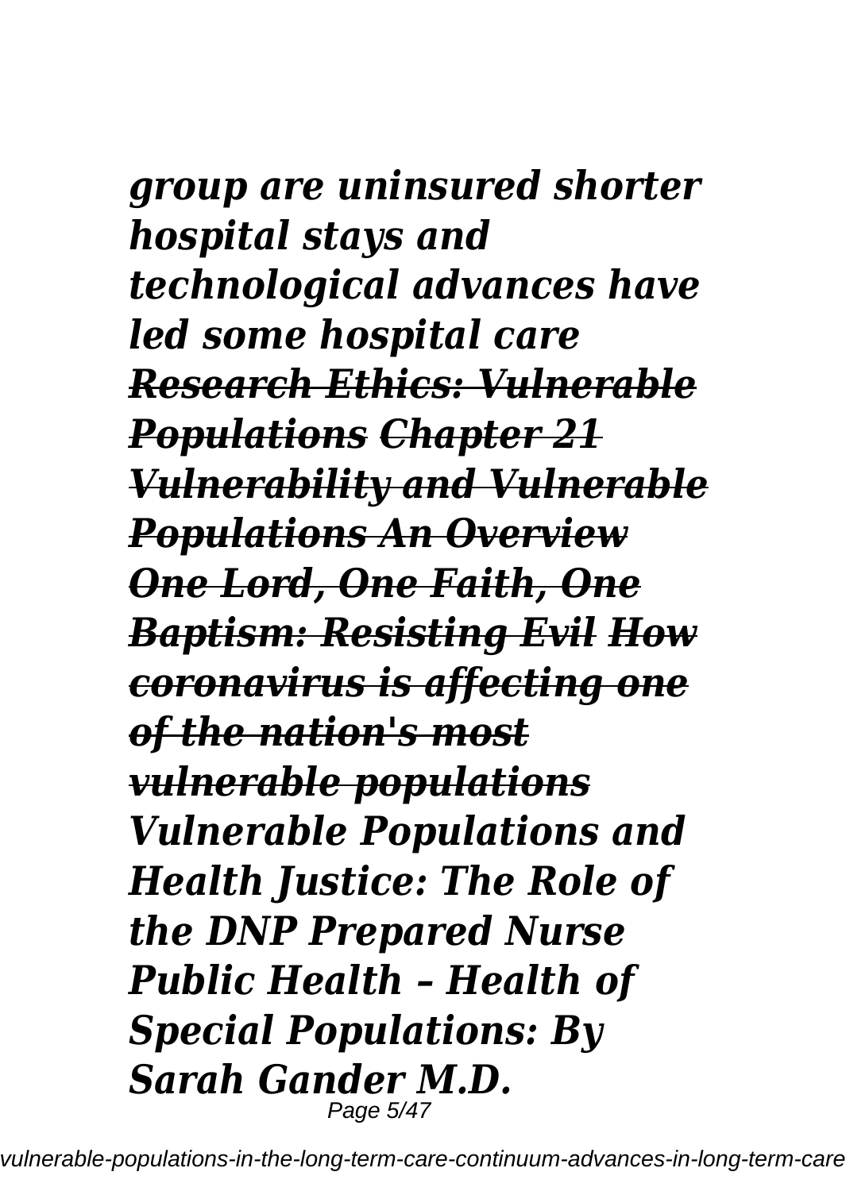***group are uninsured shorter hospital stays and technological advances have led some hospital care***
***Research Ethics: Vulnerable Populations Chapter 21 Vulnerability and Vulnerable Populations An Overview One Lord, One Faith, One Baptism: Resisting Evil How coronavirus is affecting one of the nation's most vulnerable populations***
***Vulnerable Populations and Health Justice: The Role of the DNP Prepared Nurse Public Health – Health of Special Populations: By Sarah Gander M.D.***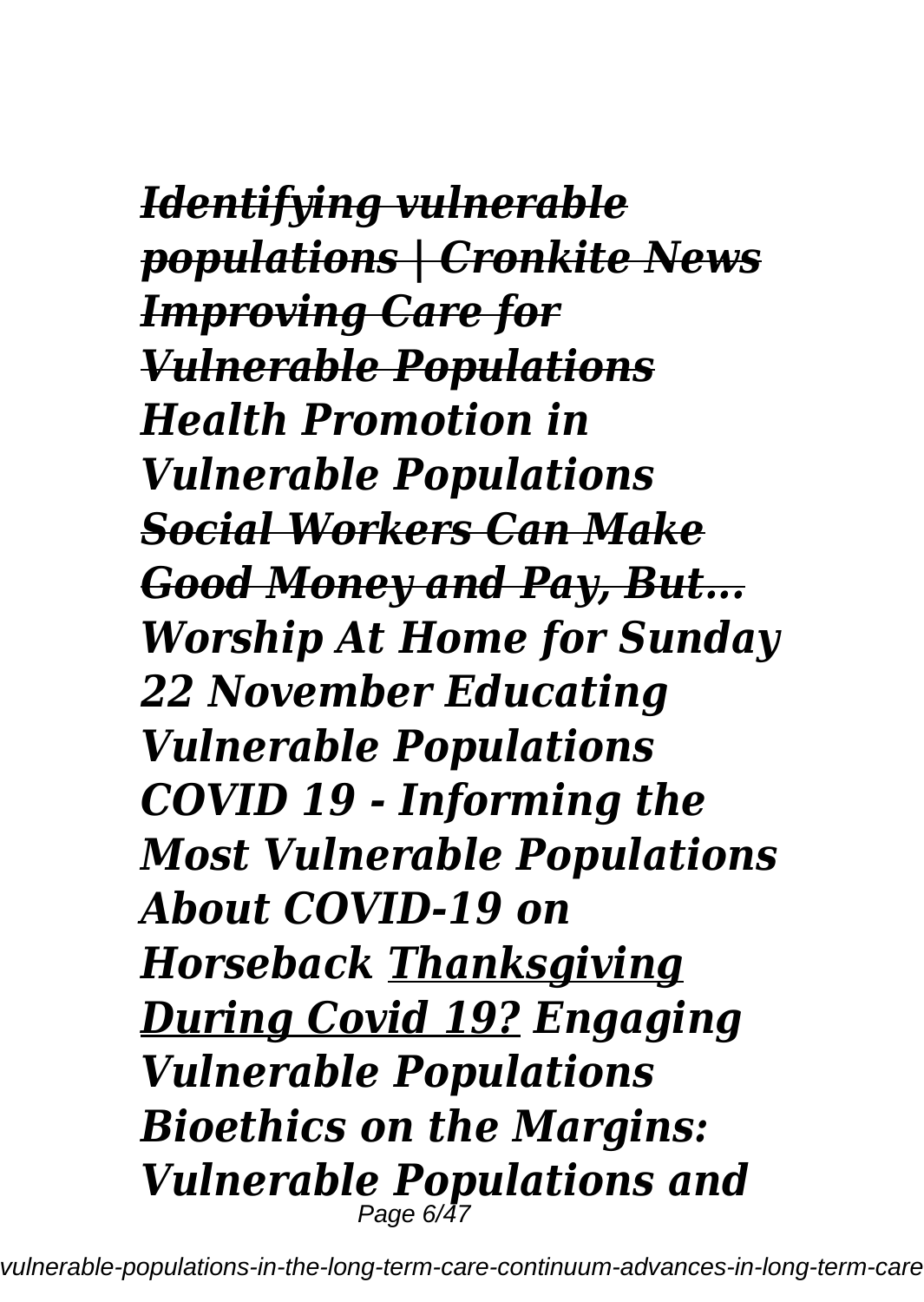***Identifying vulnerable populations | Cronkite News Improving Care for Vulnerable Populations Health Promotion in Vulnerable Populations Social Workers Can Make Good Money and Pay, But... Worship At Home for Sunday 22 November Educating Vulnerable Populations COVID 19 - Informing the Most Vulnerable Populations About COVID-19 on Horseback Thanksgiving During Covid 19? Engaging Vulnerable Populations Bioethics on the Margins: Vulnerable Populations and***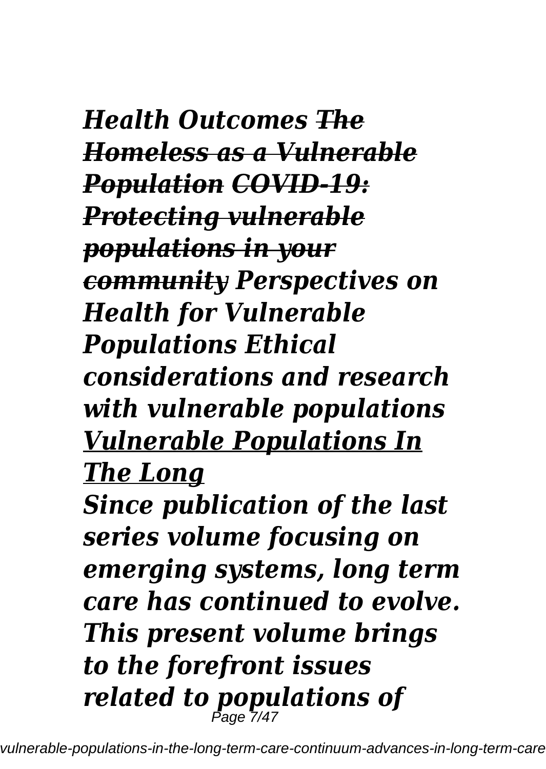***Health Outcomes*** ~~***The Homeless as a Vulnerable Population***~~ ~~***COVID-19: Protecting vulnerable populations in your community***~~ ***Perspectives on Health for Vulnerable Populations*** ***Ethical considerations and research with vulnerable populations***

***Vulnerable Populations In The Long***

***Since publication of the last series volume focusing on emerging systems, long term care has continued to evolve. This present volume brings to the forefront issues related to populations of***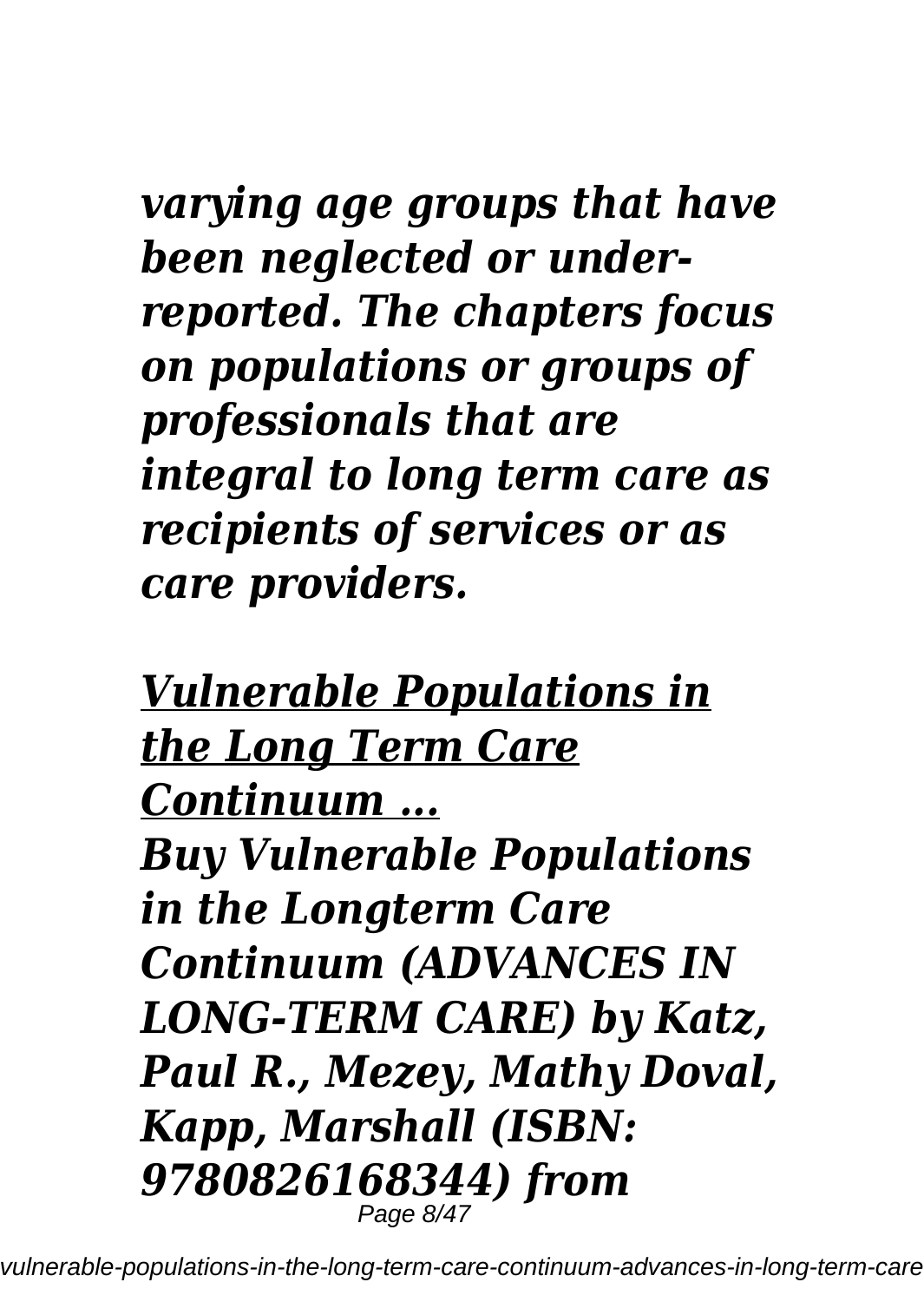*varying age groups that have been neglected or under-reported. The chapters focus on populations or groups of professionals that are integral to long term care as recipients of services or as care providers.*

***Vulnerable Populations in the Long Term Care Continuum ...***

*Buy Vulnerable Populations in the Longterm Care Continuum (ADVANCES IN LONG-TERM CARE) by Katz, Paul R., Mezey, Mathy Doval, Kapp, Marshall (ISBN: 9780826168344) from*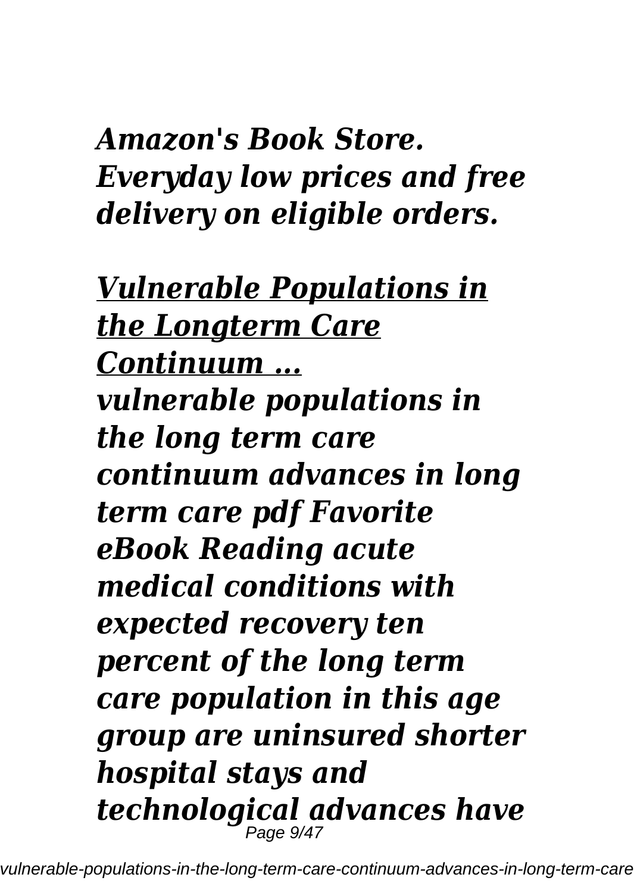*Amazon's Book Store. Everyday low prices and free delivery on eligible orders.*

***Vulnerable Populations in the Longterm Care Continuum ...***

***vulnerable populations in the long term care continuum advances in long term care pdf Favorite eBook Reading acute medical conditions with expected recovery ten percent of the long term care population in this age group are uninsured shorter hospital stays and technological advances have***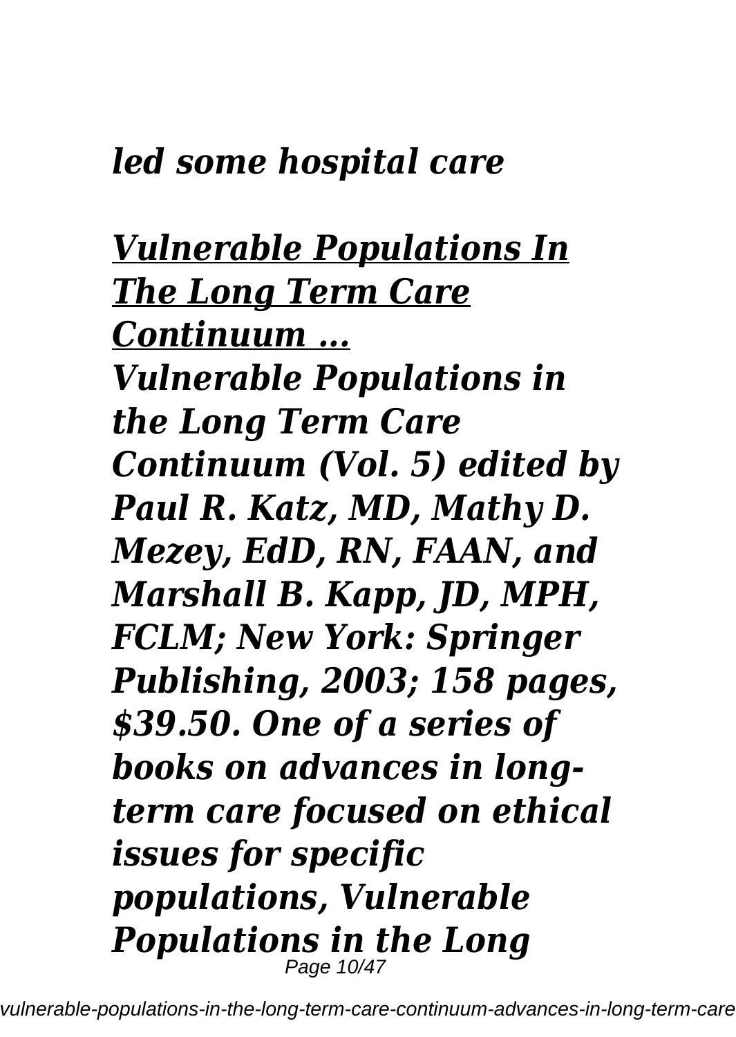*led some hospital care*

## *Vulnerable Populations In The Long Term Care Continuum ...*

***Vulnerable Populations in the Long Term Care Continuum (Vol. 5) edited by Paul R. Katz, MD, Mathy D. Mezey, EdD, RN, FAAN, and Marshall B. Kapp, JD, MPH, FCLM; New York: Springer Publishing, 2003; 158 pages, $39.50. One of a series of books on advances in long-term care focused on ethical issues for specific populations, Vulnerable Populations in the Long***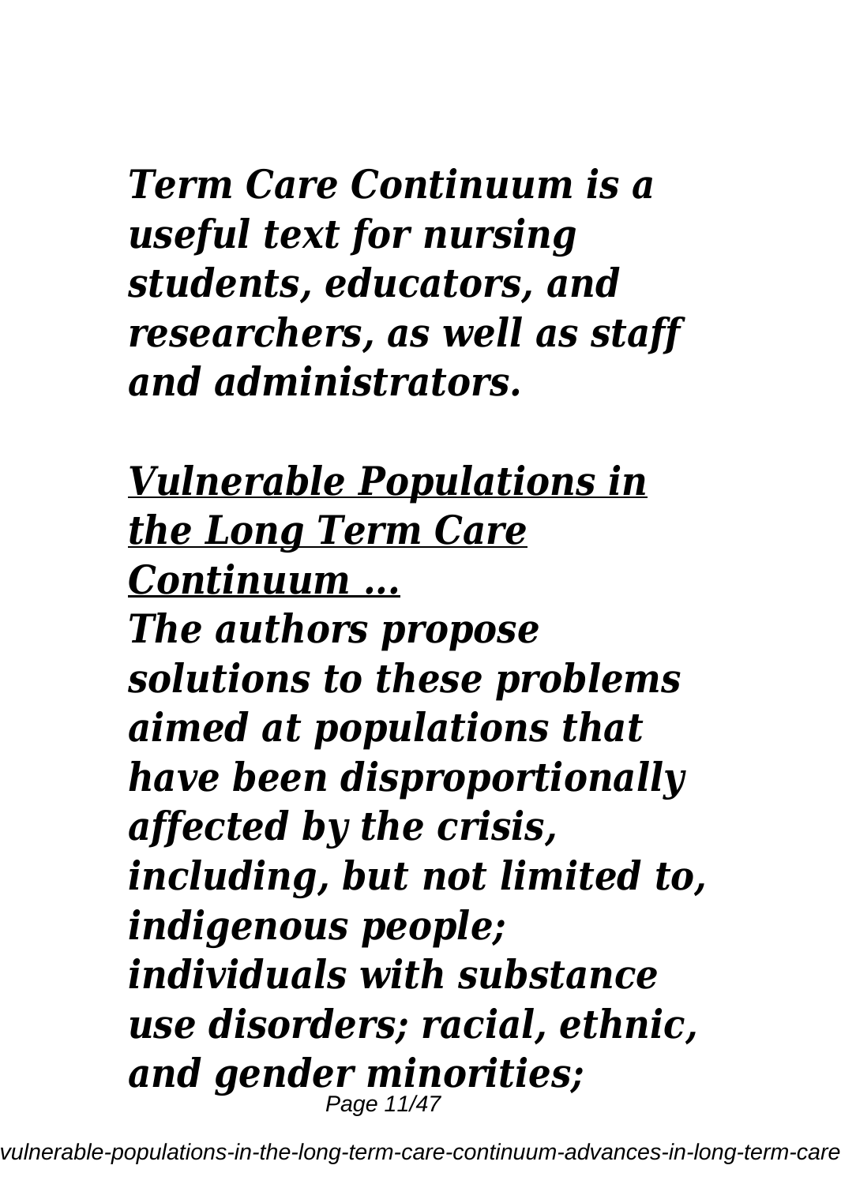*Term Care Continuum is a useful text for nursing students, educators, and researchers, as well as staff and administrators.*

## *Vulnerable Populations in the Long Term Care Continuum ...*

***The authors propose solutions to these problems aimed at populations that have been disproportionally affected by the crisis, including, but not limited to, indigenous people; individuals with substance use disorders; racial, ethnic, and gender minorities;***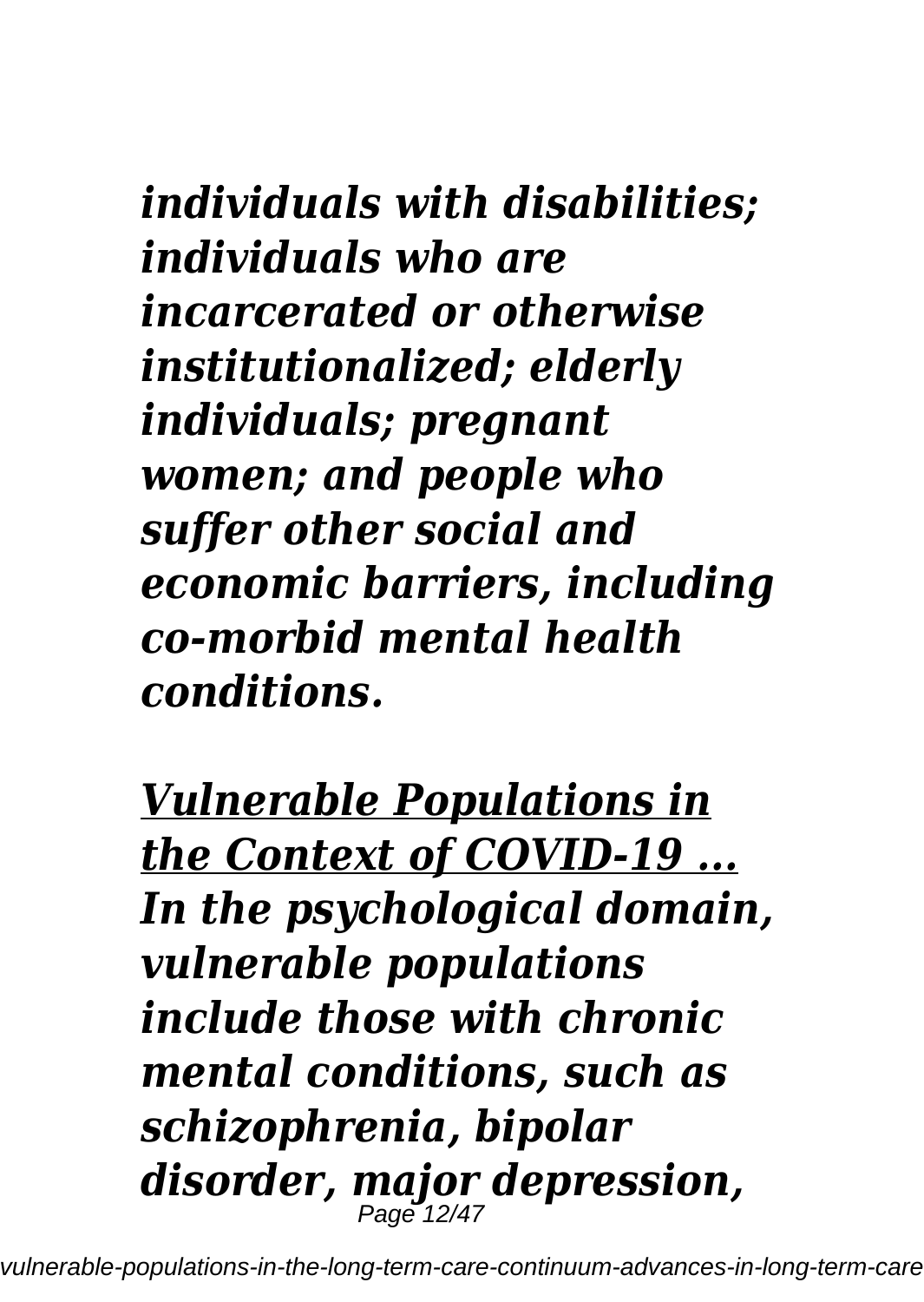***individuals with disabilities; individuals who are incarcerated or otherwise institutionalized; elderly individuals; pregnant women; and people who suffer other social and economic barriers, including co-morbid mental health conditions.***

***Vulnerable Populations in the Context of COVID-19 ...***

***In the psychological domain, vulnerable populations include those with chronic mental conditions, such as schizophrenia, bipolar disorder, major depression,***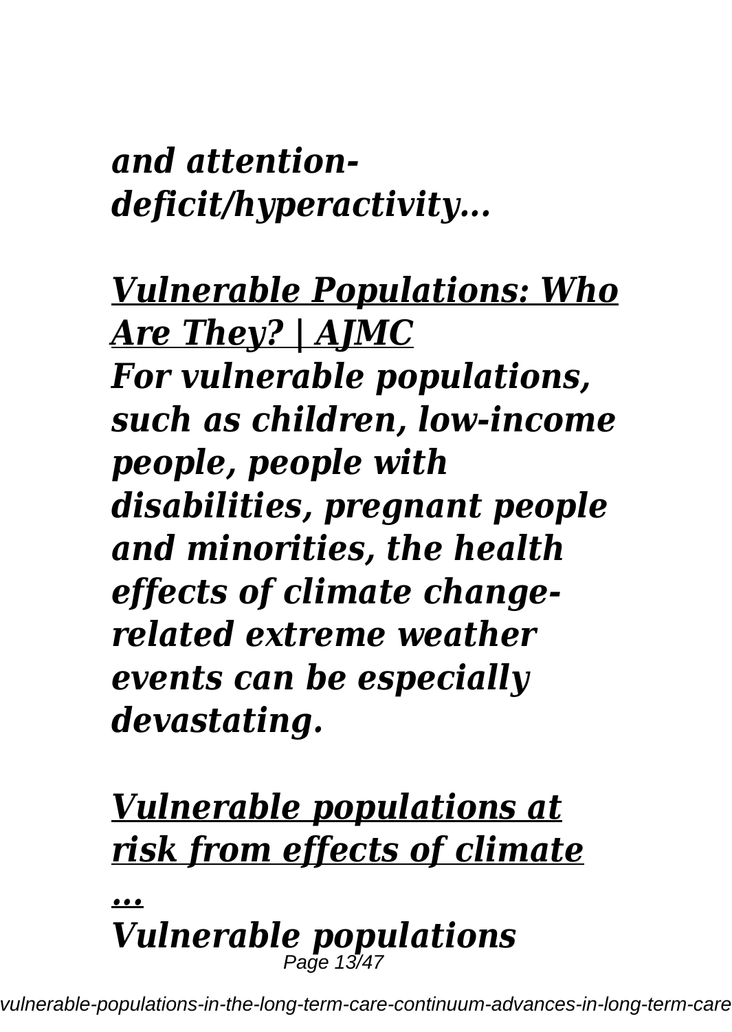*and attention-deficit/hyperactivity...*

***Vulnerable Populations: Who Are They? | AJMC***

***For vulnerable populations, such as children, low-income people, people with disabilities, pregnant people and minorities, the health effects of climate change-related extreme weather events can be especially devastating.***

***Vulnerable populations at risk from effects of climate ...***

***Vulnerable populations***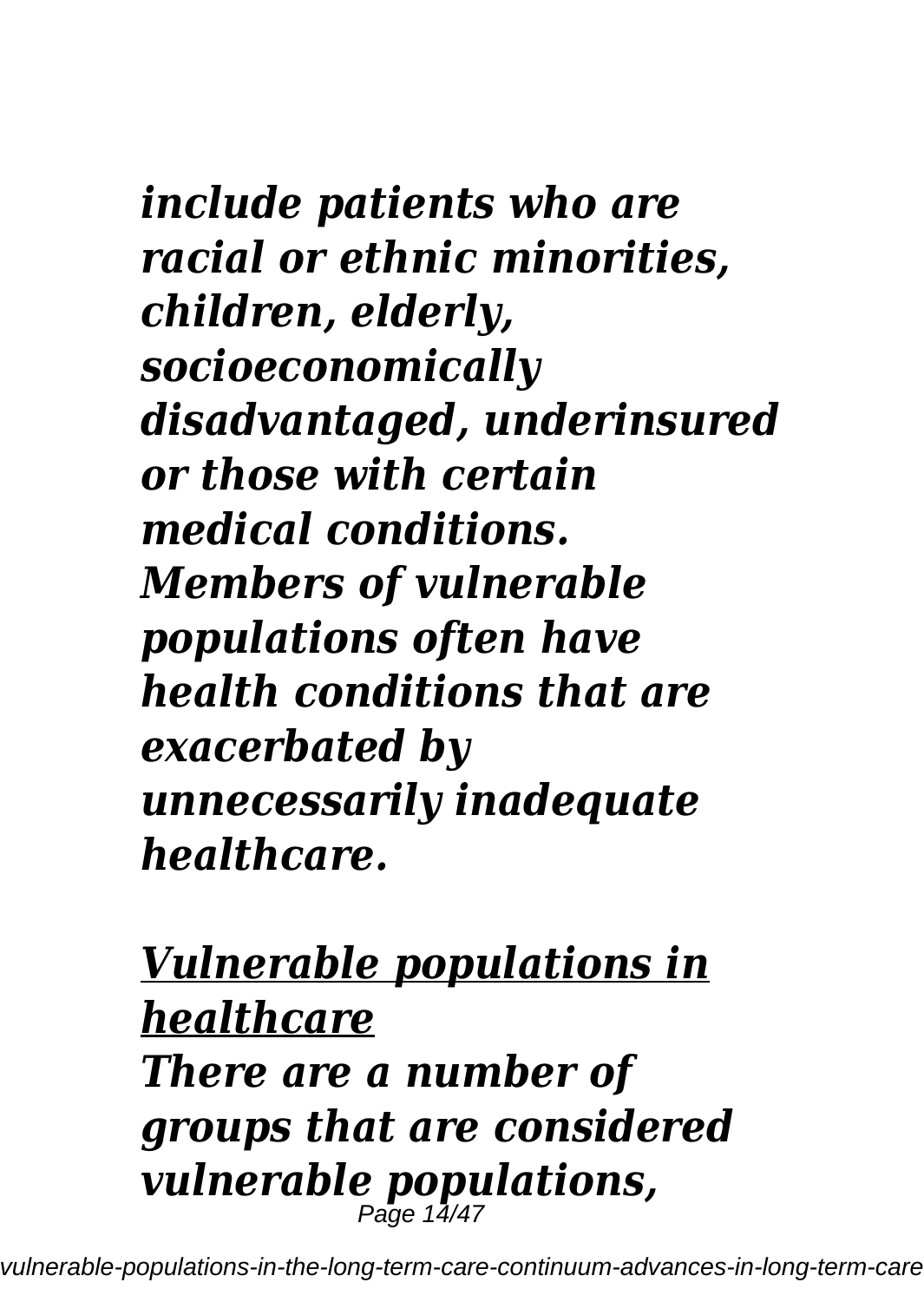*include patients who are racial or ethnic minorities, children, elderly, socioeconomically disadvantaged, underinsured or those with certain medical conditions. Members of vulnerable populations often have health conditions that are exacerbated by unnecessarily inadequate healthcare.*

***Vulnerable populations in healthcare***

***There are a number of groups that are considered vulnerable populations,***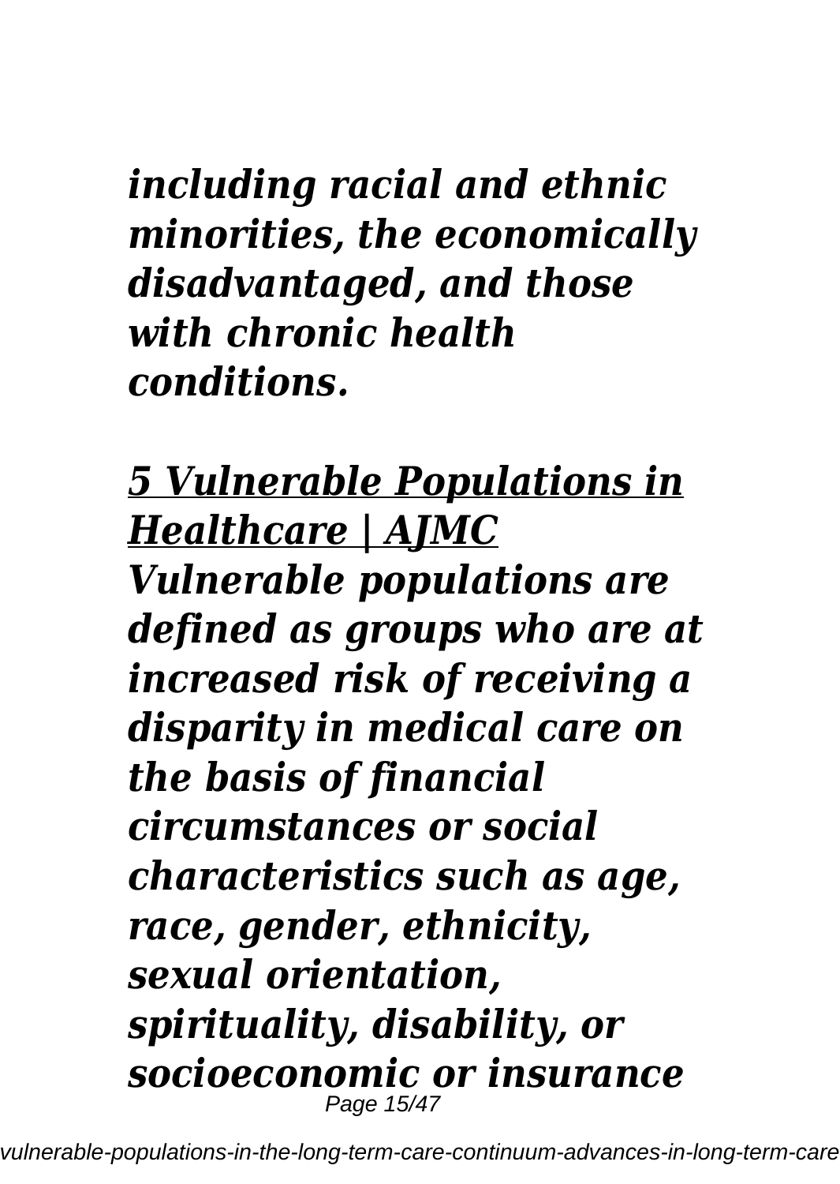*including racial and ethnic minorities, the economically disadvantaged, and those with chronic health conditions.*

***5 Vulnerable Populations in Healthcare | AJMC***

***Vulnerable populations are defined as groups who are at increased risk of receiving a disparity in medical care on the basis of financial circumstances or social characteristics such as age, race, gender, ethnicity, sexual orientation, spirituality, disability, or socioeconomic or insurance***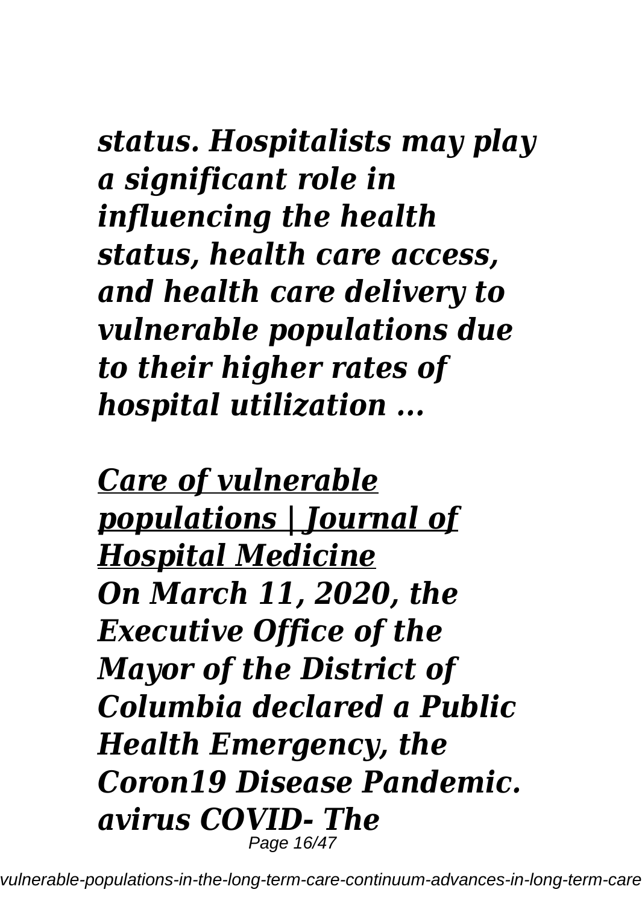*status. Hospitalists may play a significant role in influencing the health status, health care access, and health care delivery to vulnerable populations due to their higher rates of hospital utilization ...*

*Care of vulnerable populations | Journal of Hospital Medicine*

*On March 11, 2020, the Executive Office of the Mayor of the District of Columbia declared a Public Health Emergency, the Coron19 Disease Pandemic. avirus COVID- The*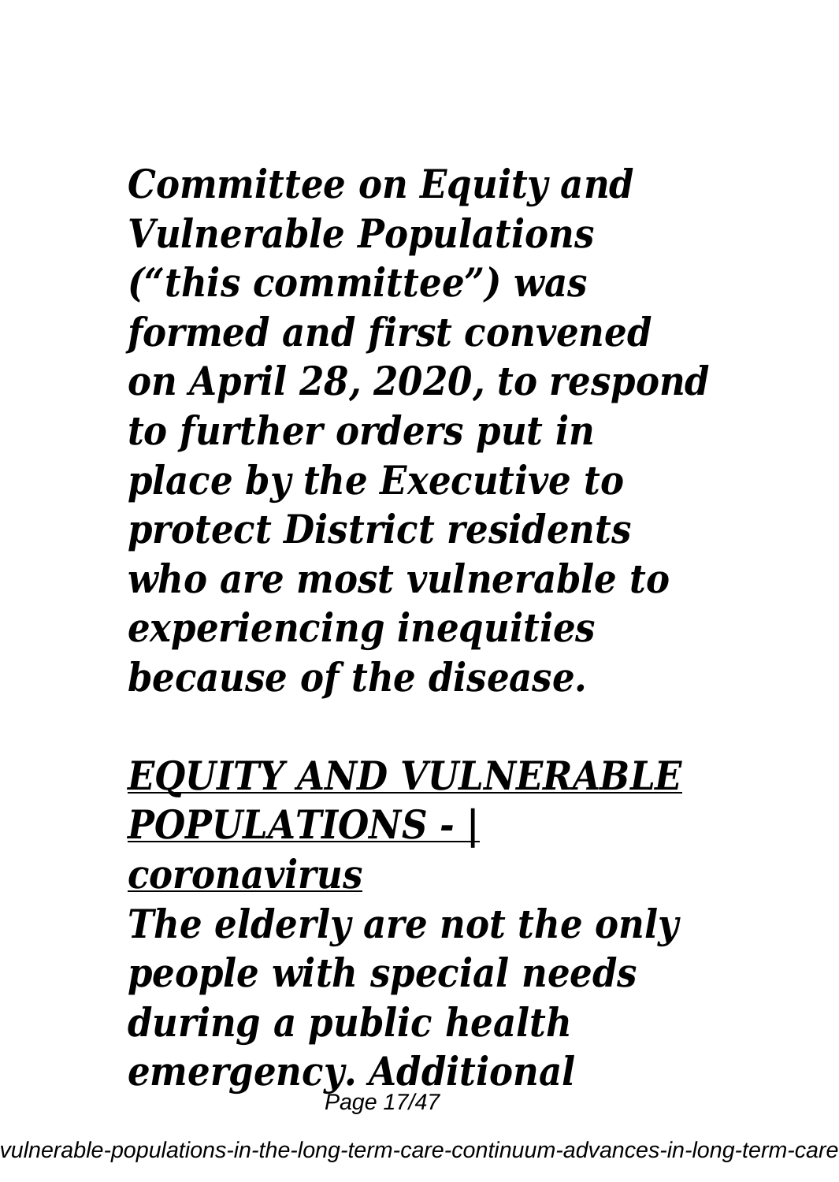*Committee on Equity and Vulnerable Populations ("this committee") was formed and first convened on April 28, 2020, to respond to further orders put in place by the Executive to protect District residents who are most vulnerable to experiencing inequities because of the disease.*

## *EQUITY AND VULNERABLE POPULATIONS - | coronavirus*

*The elderly are not the only people with special needs during a public health emergency. Additional*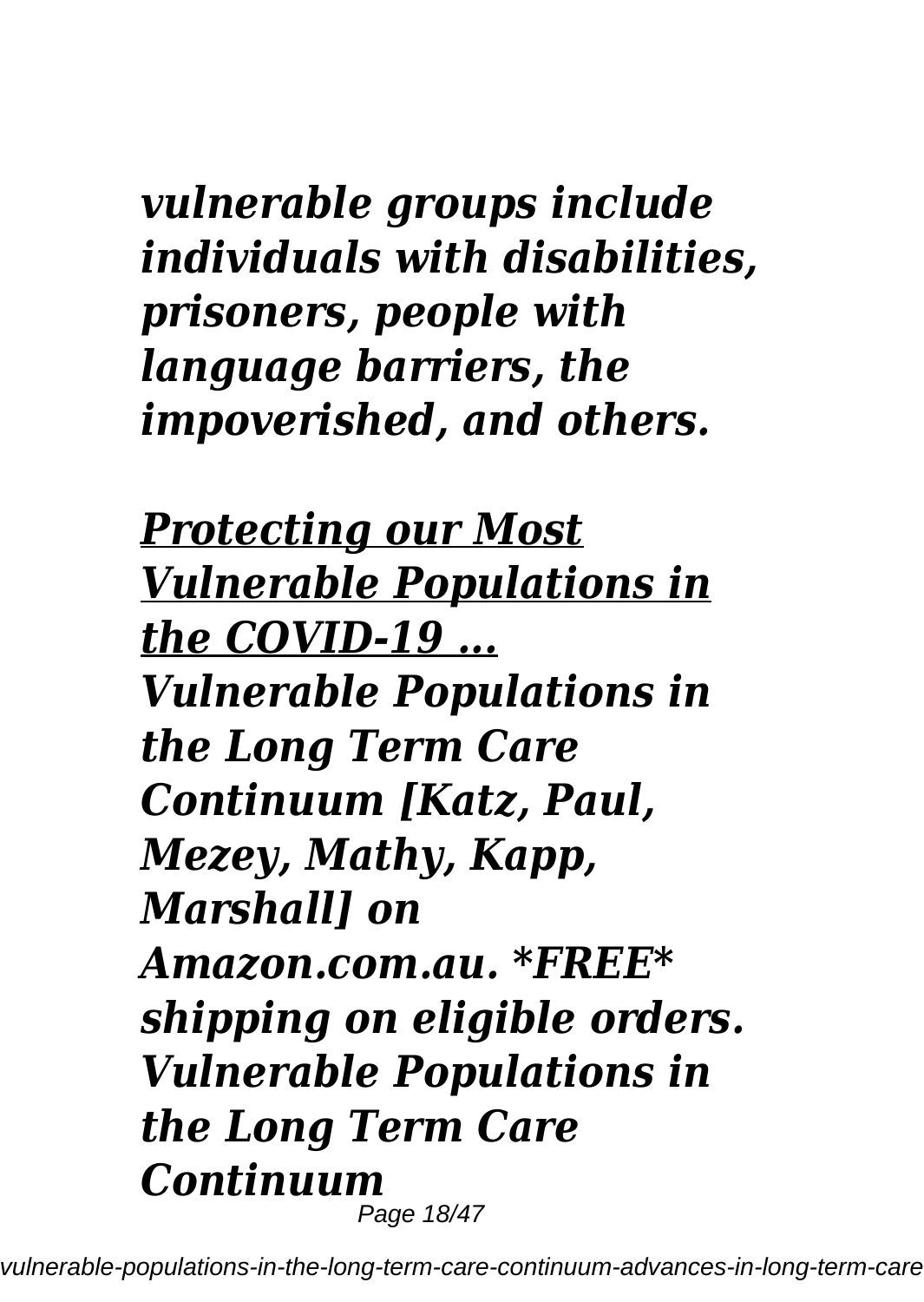*vulnerable groups include individuals with disabilities, prisoners, people with language barriers, the impoverished, and others.*

***Protecting our Most Vulnerable Populations in the COVID-19 ...***

***Vulnerable Populations in the Long Term Care Continuum [Katz, Paul, Mezey, Mathy, Kapp, Marshall] on Amazon.com.au. *FREE* shipping on eligible orders. Vulnerable Populations in the Long Term Care Continuum***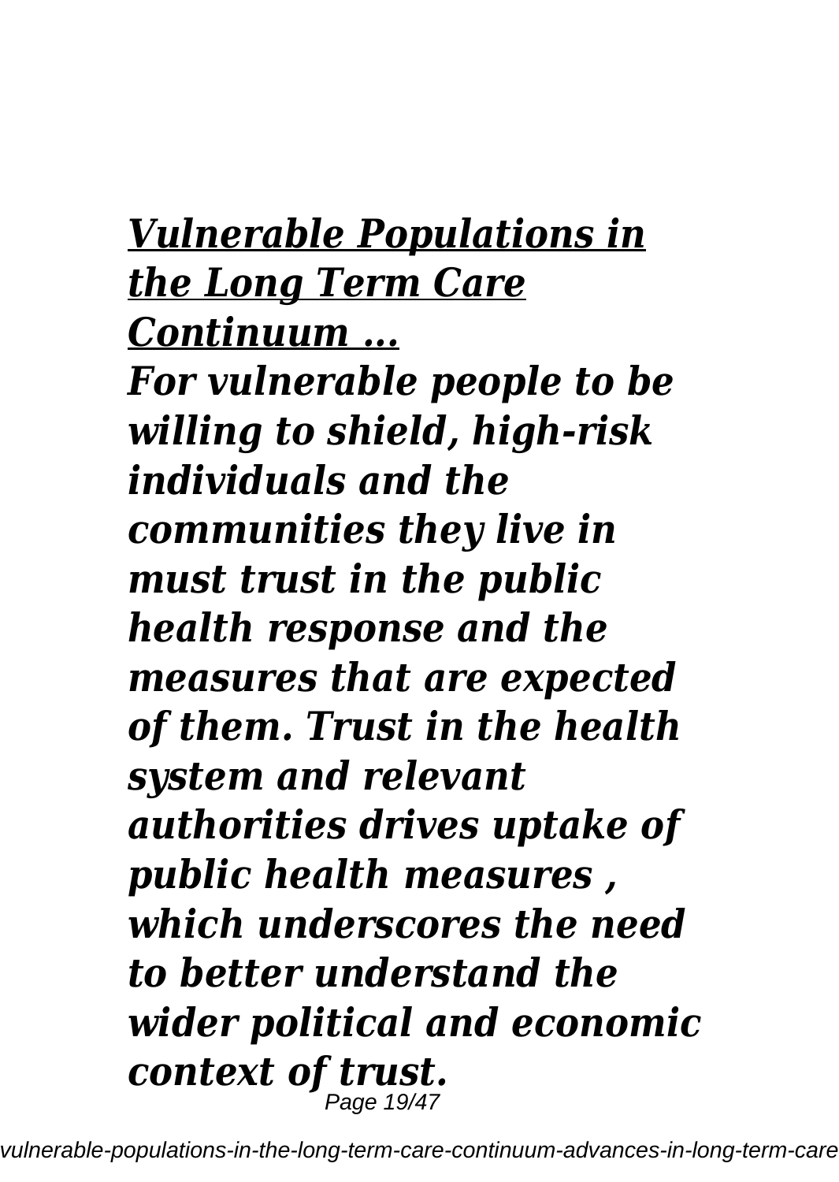## *Vulnerable Populations in the Long Term Care Continuum ...*

***For vulnerable people to be willing to shield, high-risk individuals and the communities they live in must trust in the public health response and the measures that are expected of them. Trust in the health system and relevant authorities drives uptake of public health measures , which underscores the need to better understand the wider political and economic context of trust.***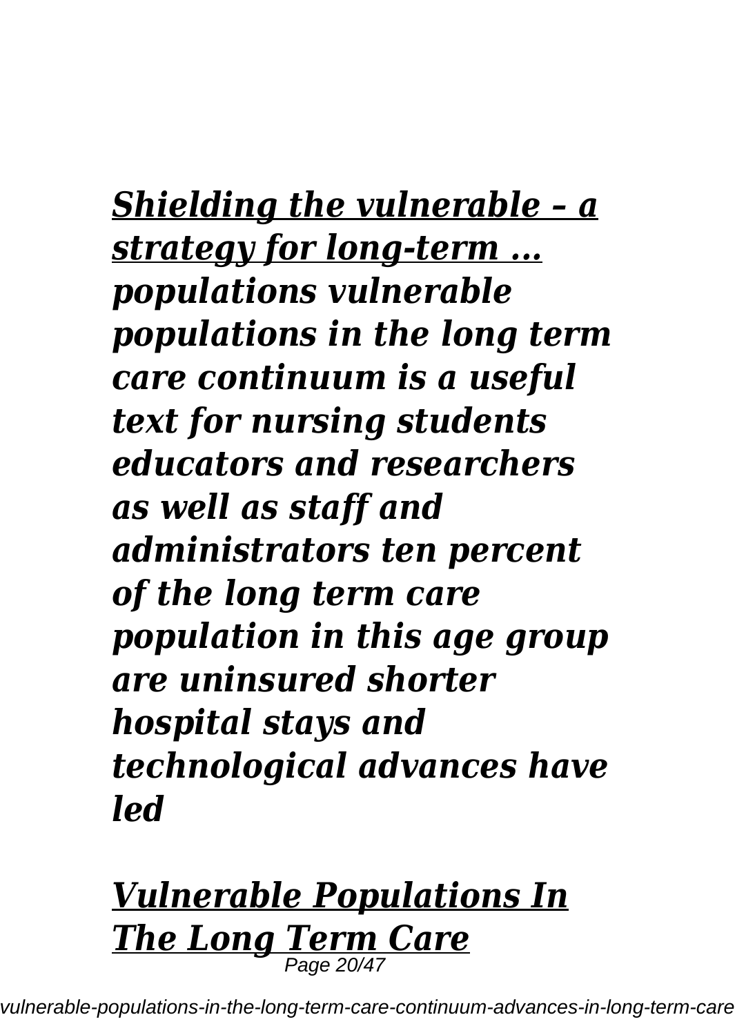*[Shielding the vulnerable – a strategy for long-term ...](#)*

***populations vulnerable populations in the long term care continuum is a useful text for nursing students educators and researchers as well as staff and administrators ten percent of the long term care population in this age group are uninsured shorter hospital stays and technological advances have led***

*[Vulnerable Populations In The Long Term Care](#)*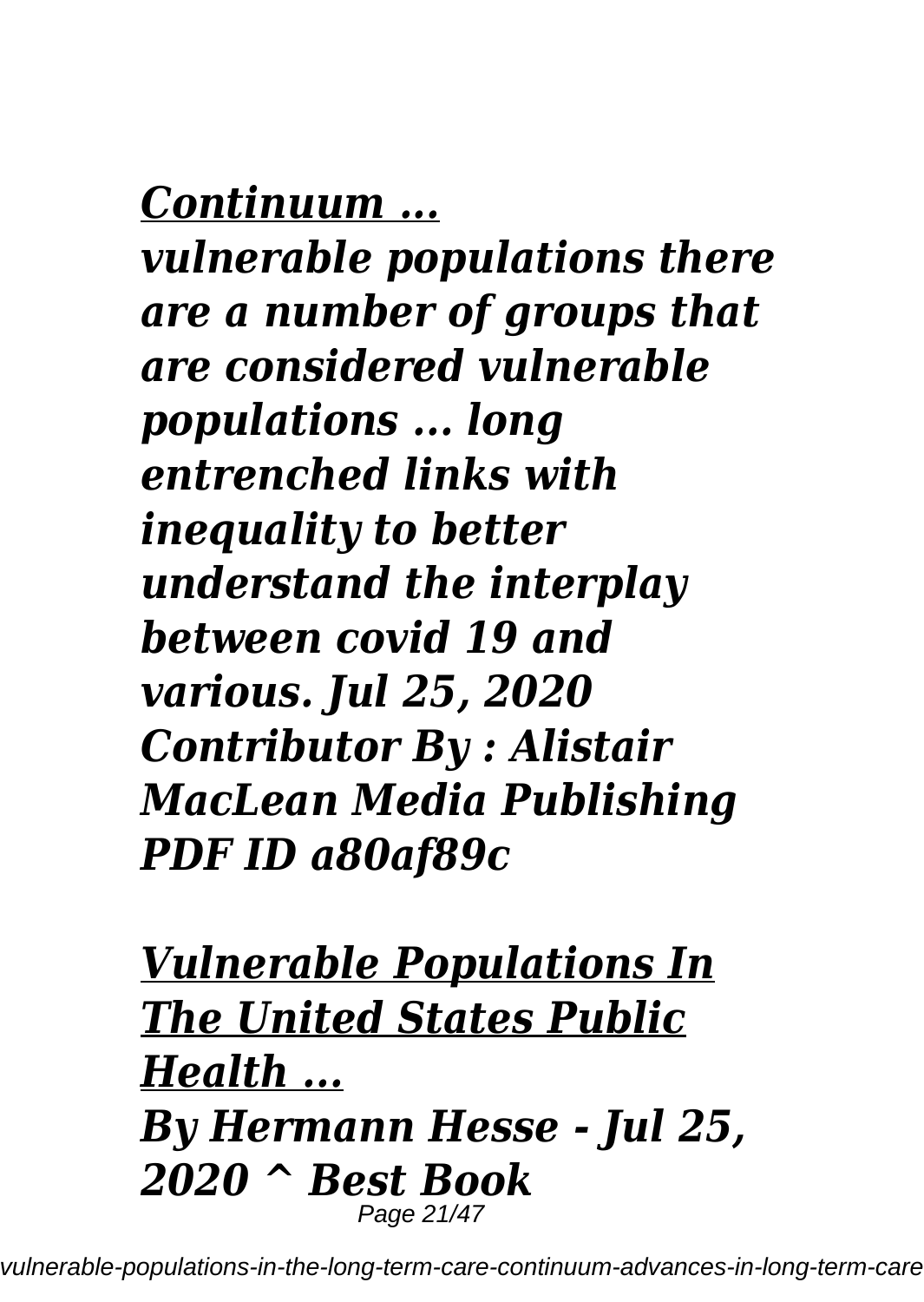*[Continuum ...](#)*

***vulnerable populations there are a number of groups that are considered vulnerable populations ... long entrenched links with inequality to better understand the interplay between covid 19 and various. Jul 25, 2020 Contributor By : Alistair MacLean Media Publishing PDF ID a80af89c***

*[Vulnerable Populations In The United States Public Health ...](#)*

***By Hermann Hesse - Jul 25, 2020 ^ Best Book***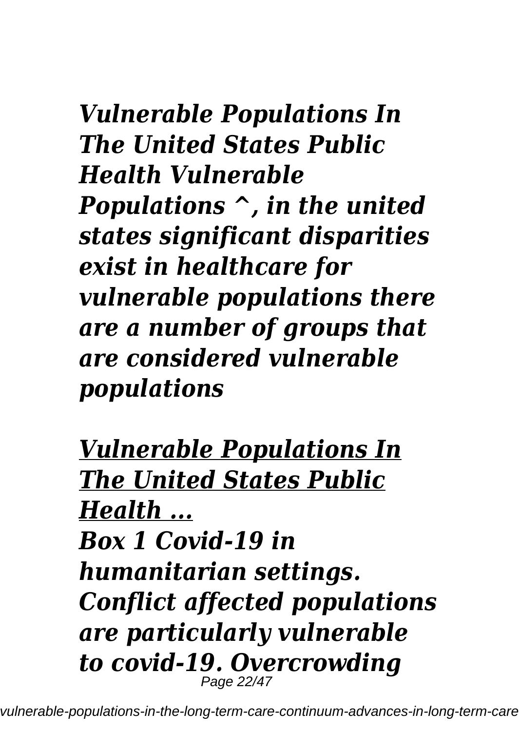***Vulnerable Populations In The United States Public Health Vulnerable Populations ^, in the united states significant disparities exist in healthcare for vulnerable populations there are a number of groups that are considered vulnerable populations***

***Vulnerable Populations In The United States Public Health ...***

***Box 1 Covid-19 in humanitarian settings. Conflict affected populations are particularly vulnerable to covid-19. Overcrowding***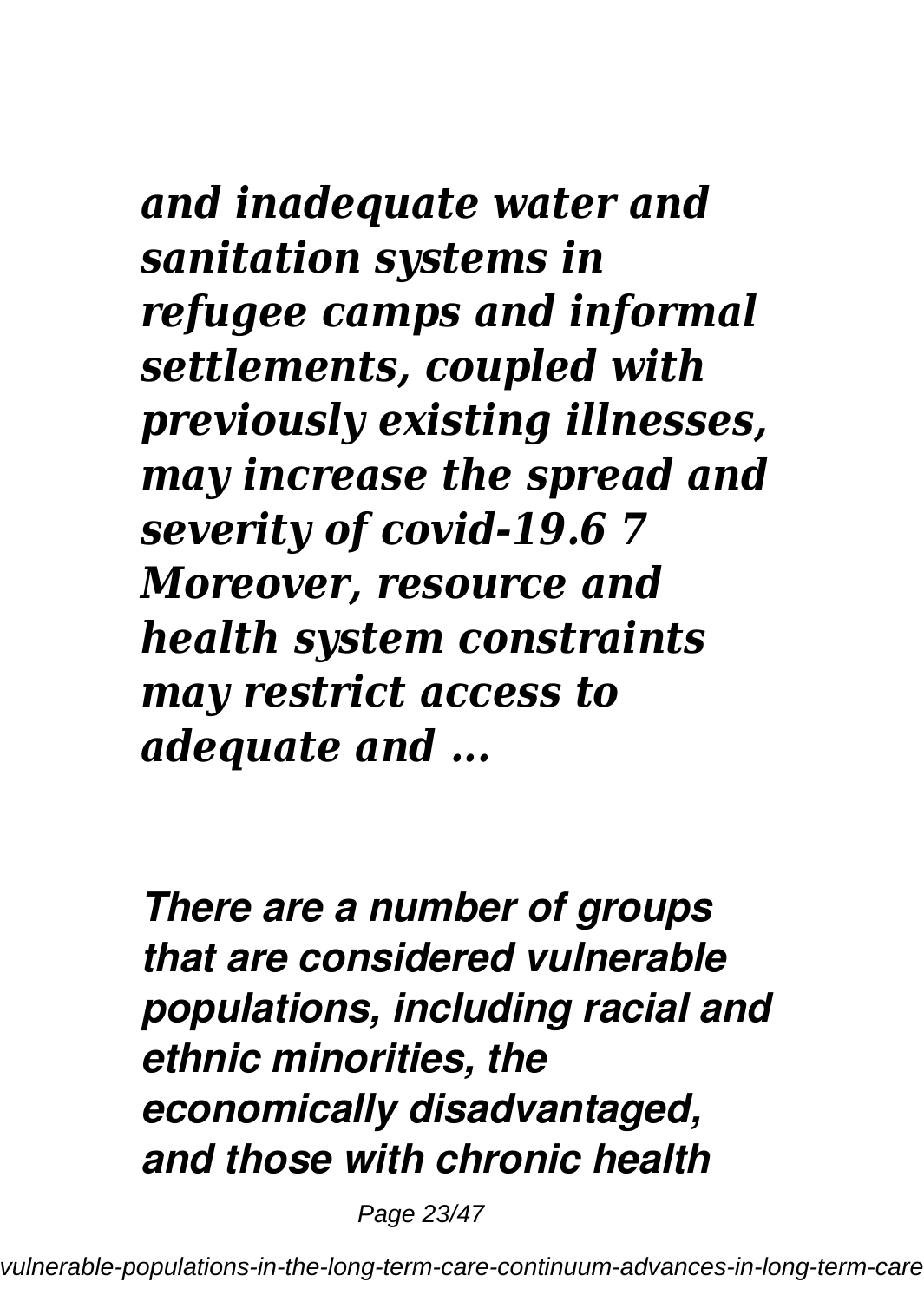*and inadequate water and sanitation systems in refugee camps and informal settlements, coupled with previously existing illnesses, may increase the spread and severity of covid-19.6 7 Moreover, resource and health system constraints may restrict access to adequate and ...*

***There are a number of groups that are considered vulnerable populations, including racial and ethnic minorities, the economically disadvantaged, and those with chronic health***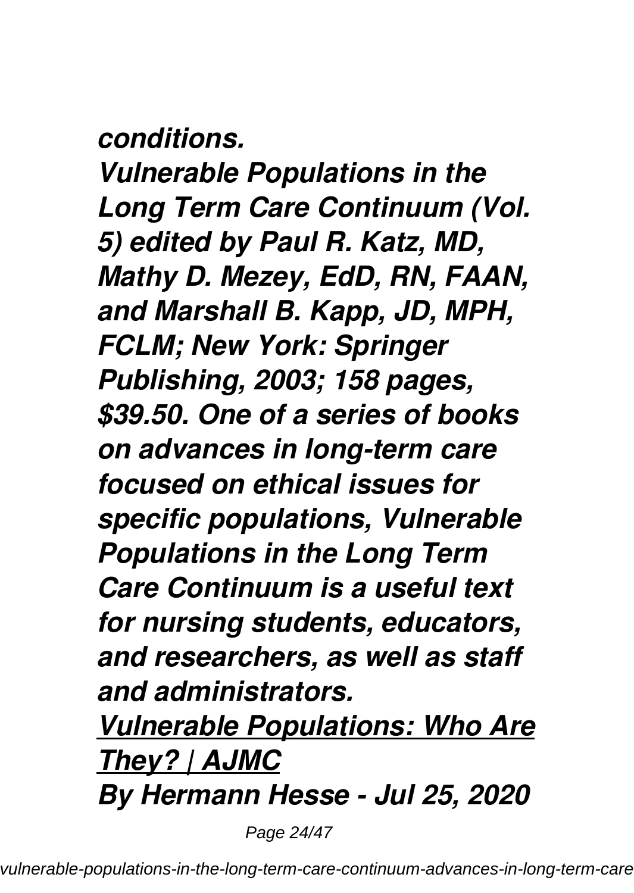*conditions.*

*Vulnerable Populations in the Long Term Care Continuum (Vol. 5) edited by Paul R. Katz, MD, Mathy D. Mezey, EdD, RN, FAAN, and Marshall B. Kapp, JD, MPH, FCLM; New York: Springer Publishing, 2003; 158 pages, $39.50. One of a series of books on advances in long-term care focused on ethical issues for specific populations, Vulnerable Populations in the Long Term Care Continuum is a useful text for nursing students, educators, and researchers, as well as staff and administrators.*

***Vulnerable Populations: Who Are They? | AJMC***

***By Hermann Hesse - Jul 25, 2020***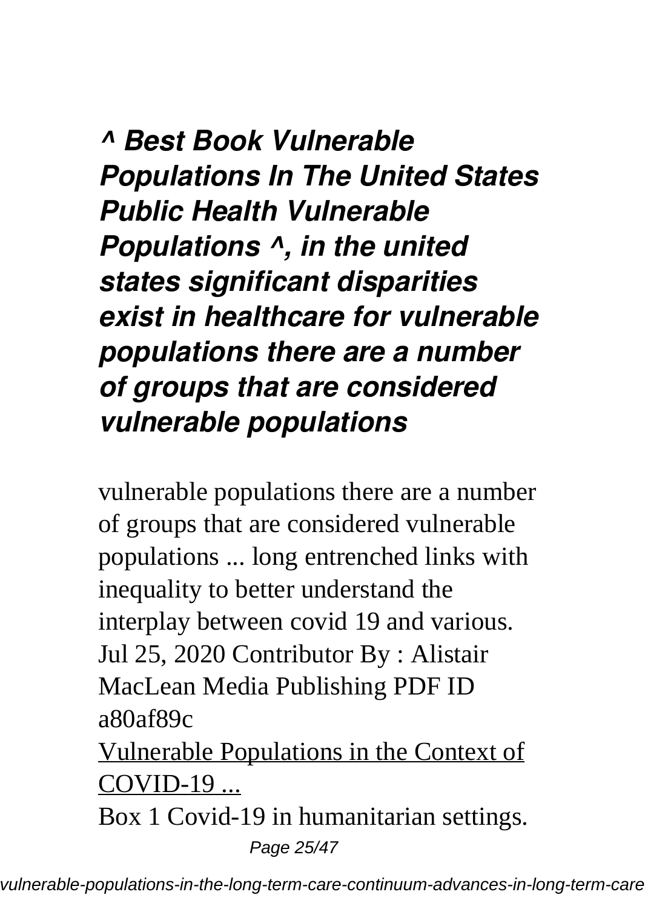### *^ Best Book Vulnerable Populations In The United States Public Health Vulnerable Populations ^, in the united states significant disparities exist in healthcare for vulnerable populations there are a number of groups that are considered vulnerable populations*

vulnerable populations there are a number of groups that are considered vulnerable populations ... long entrenched links with inequality to better understand the interplay between covid 19 and various. Jul 25, 2020 Contributor By : Alistair MacLean Media Publishing PDF ID a80af89c

Vulnerable Populations in the Context of COVID-19 ...

Box 1 Covid-19 in humanitarian settings.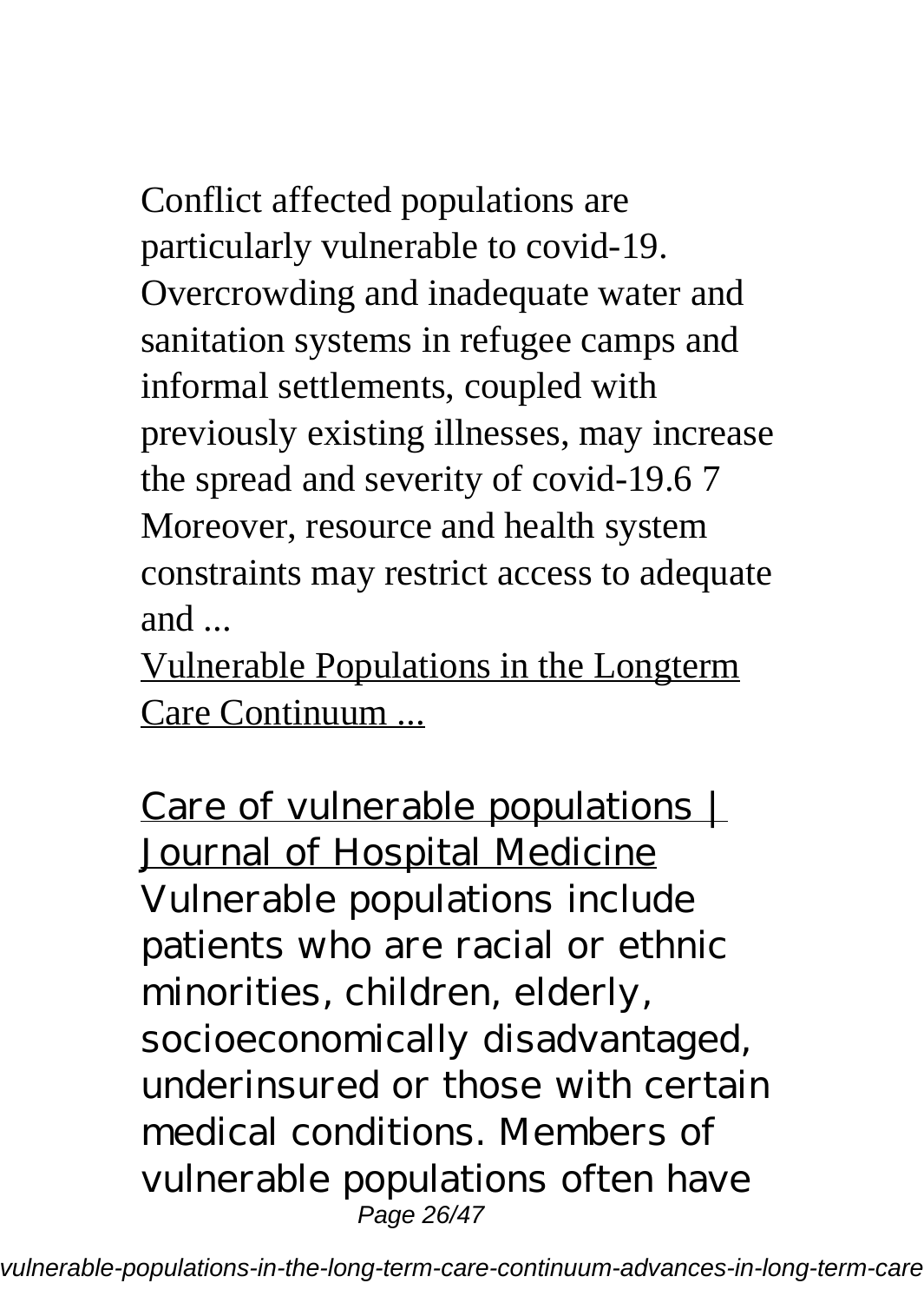Conflict affected populations are particularly vulnerable to covid-19. Overcrowding and inadequate water and sanitation systems in refugee camps and informal settlements, coupled with previously existing illnesses, may increase the spread and severity of covid-19.6 7 Moreover, resource and health system constraints may restrict access to adequate and ...

Vulnerable Populations in the Longterm Care Continuum ...

Care of vulnerable populations | Journal of Hospital Medicine

Vulnerable populations include patients who are racial or ethnic minorities, children, elderly, socioeconomically disadvantaged, underinsured or those with certain medical conditions. Members of vulnerable populations often have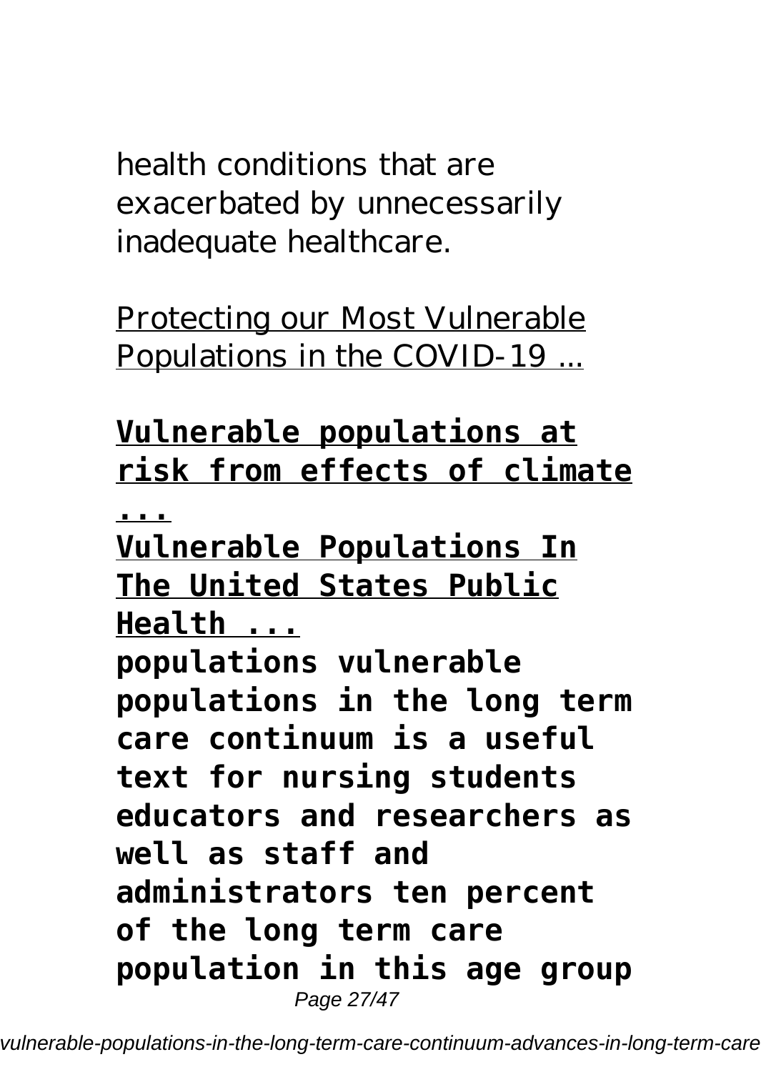health conditions that are exacerbated by unnecessarily inadequate healthcare.

Protecting our Most Vulnerable Populations in the COVID-19 ...

**Vulnerable populations at risk from effects of climate ...**

**Vulnerable Populations In The United States Public Health ...**

**populations vulnerable populations in the long term care continuum is a useful text for nursing students educators and researchers as well as staff and administrators ten percent of the long term care population in this age group**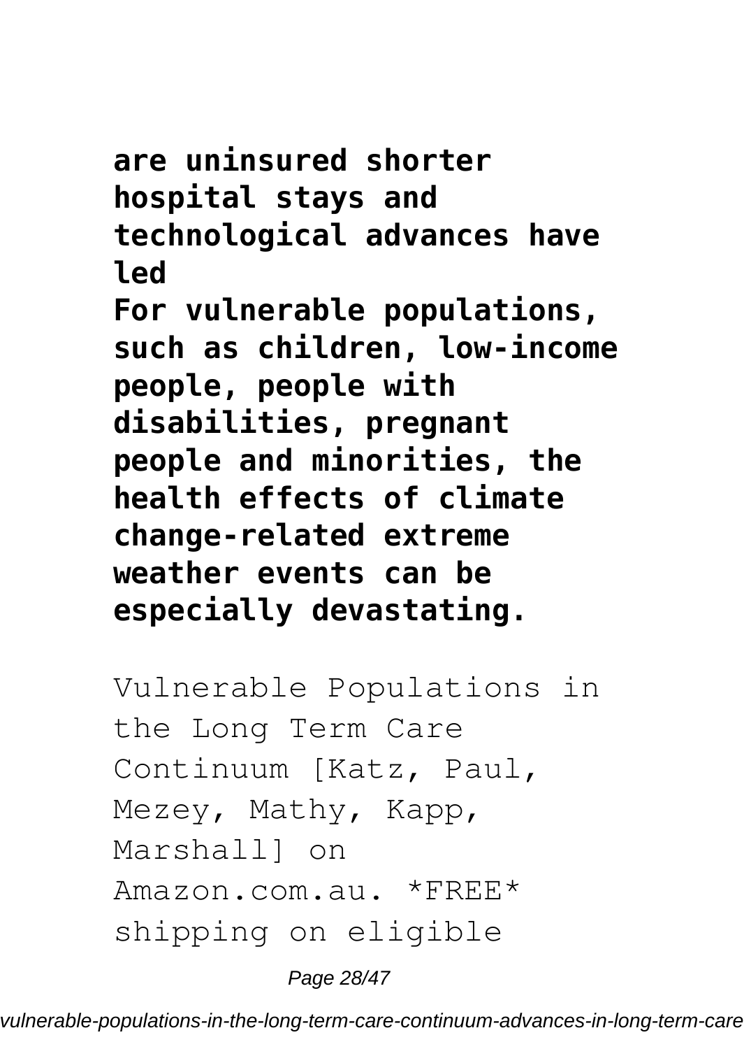**are uninsured shorter hospital stays and technological advances have led**

**For vulnerable populations, such as children, low-income people, people with disabilities, pregnant people and minorities, the health effects of climate change-related extreme weather events can be especially devastating.**

Vulnerable Populations in the Long Term Care Continuum [Katz, Paul, Mezey, Mathy, Kapp, Marshall] on Amazon.com.au. *FREE* shipping on eligible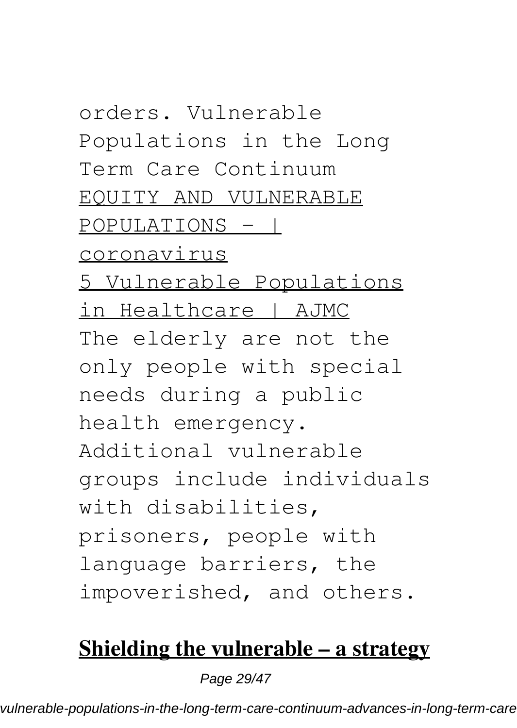orders. Vulnerable Populations in the Long Term Care Continuum

EQUITY AND VULNERABLE POPULATIONS - | coronavirus

5 Vulnerable Populations in Healthcare | AJMC

The elderly are not the only people with special needs during a public health emergency. Additional vulnerable groups include individuals with disabilities, prisoners, people with language barriers, the impoverished, and others.

**Shielding the vulnerable – a strategy**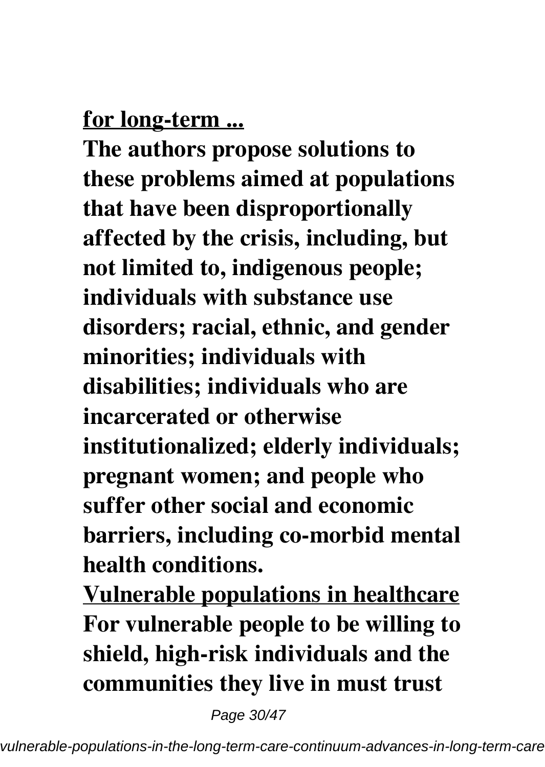**for long-term ...**

**The authors propose solutions to these problems aimed at populations that have been disproportionally affected by the crisis, including, but not limited to, indigenous people; individuals with substance use disorders; racial, ethnic, and gender minorities; individuals with disabilities; individuals who are incarcerated or otherwise institutionalized; elderly individuals; pregnant women; and people who suffer other social and economic barriers, including co-morbid mental health conditions.**

**Vulnerable populations in healthcare**

**For vulnerable people to be willing to shield, high-risk individuals and the communities they live in must trust**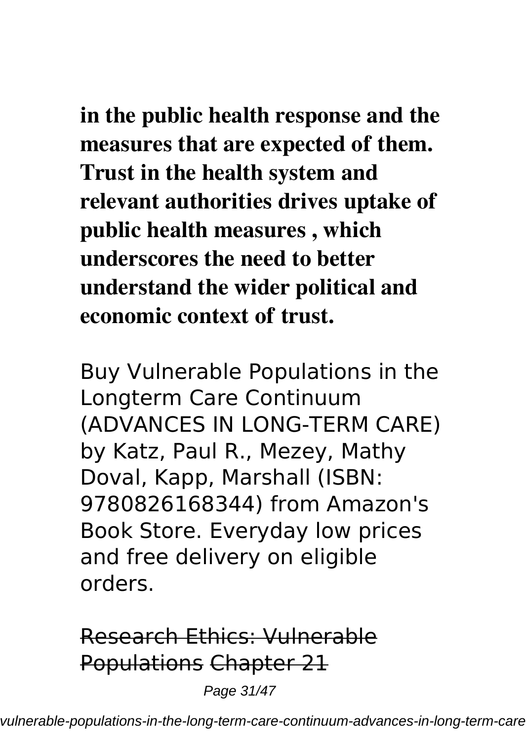**in the public health response and the measures that are expected of them. Trust in the health system and relevant authorities drives uptake of public health measures , which underscores the need to better understand the wider political and economic context of trust.**

Buy Vulnerable Populations in the Longterm Care Continuum (ADVANCES IN LONG-TERM CARE) by Katz, Paul R., Mezey, Mathy Doval, Kapp, Marshall (ISBN: 9780826168344) from Amazon's Book Store. Everyday low prices and free delivery on eligible orders.

~~Research Ethics: Vulnerable Populations~~ ~~Chapter 21~~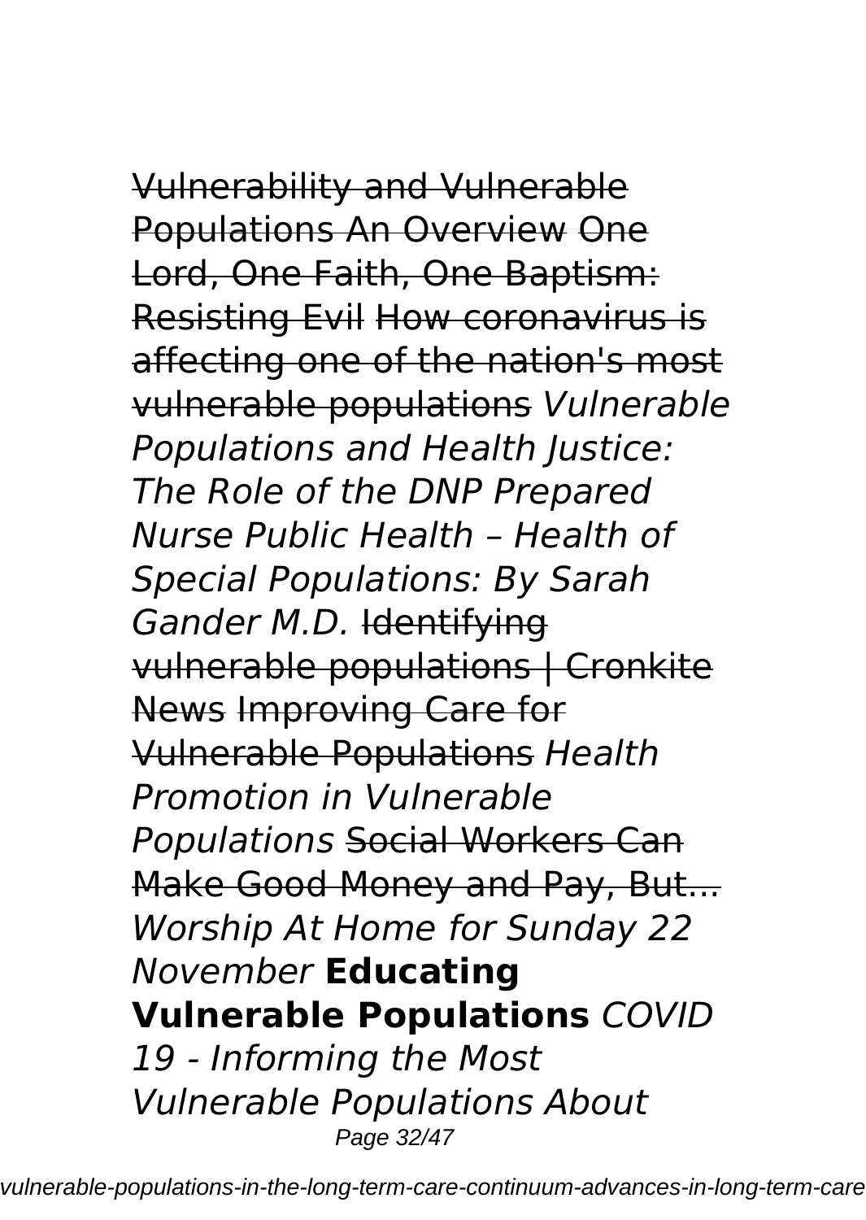~~Vulnerability and Vulnerable Populations An Overview~~ ~~One Lord, One Faith, One Baptism: Resisting Evil~~ ~~How coronavirus is affecting one of the nation's most vulnerable populations~~ *Vulnerable Populations and Health Justice: The Role of the DNP Prepared Nurse Public Health – Health of Special Populations: By Sarah Gander M.D.* ~~Identifying vulnerable populations | Cronkite News~~ ~~Improving Care for Vulnerable Populations~~ *Health Promotion in Vulnerable Populations* ~~Social Workers Can Make Good Money and Pay, But...~~ *Worship At Home for Sunday 22 November* **Educating Vulnerable Populations** *COVID 19 - Informing the Most Vulnerable Populations About*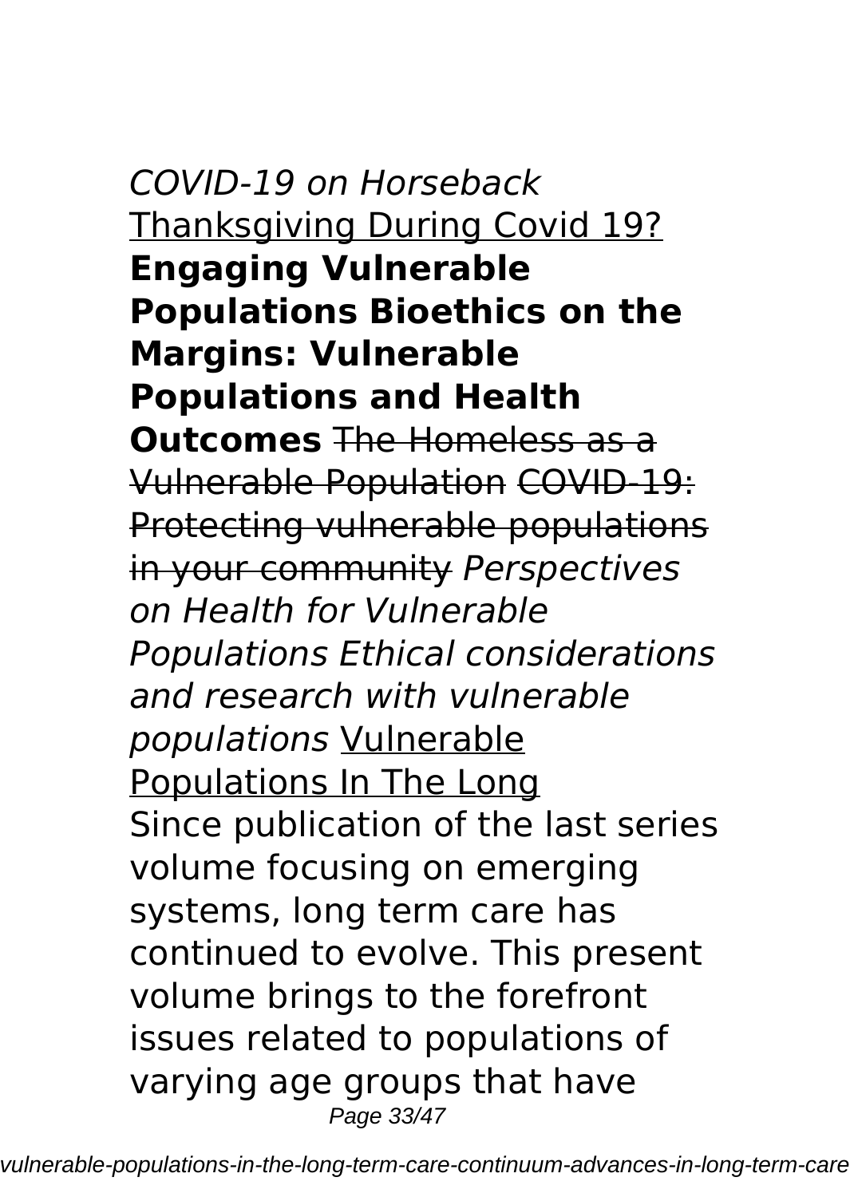*COVID-19 on Horseback* Thanksgiving During Covid 19? **Engaging Vulnerable Populations Bioethics on the Margins: Vulnerable Populations and Health Outcomes** ~~The Homeless as a Vulnerable Population~~ ~~COVID-19: Protecting vulnerable populations in your community~~ *Perspectives on Health for Vulnerable Populations Ethical considerations and research with vulnerable populations* Vulnerable Populations In The Long

Since publication of the last series volume focusing on emerging systems, long term care has continued to evolve. This present volume brings to the forefront issues related to populations of varying age groups that have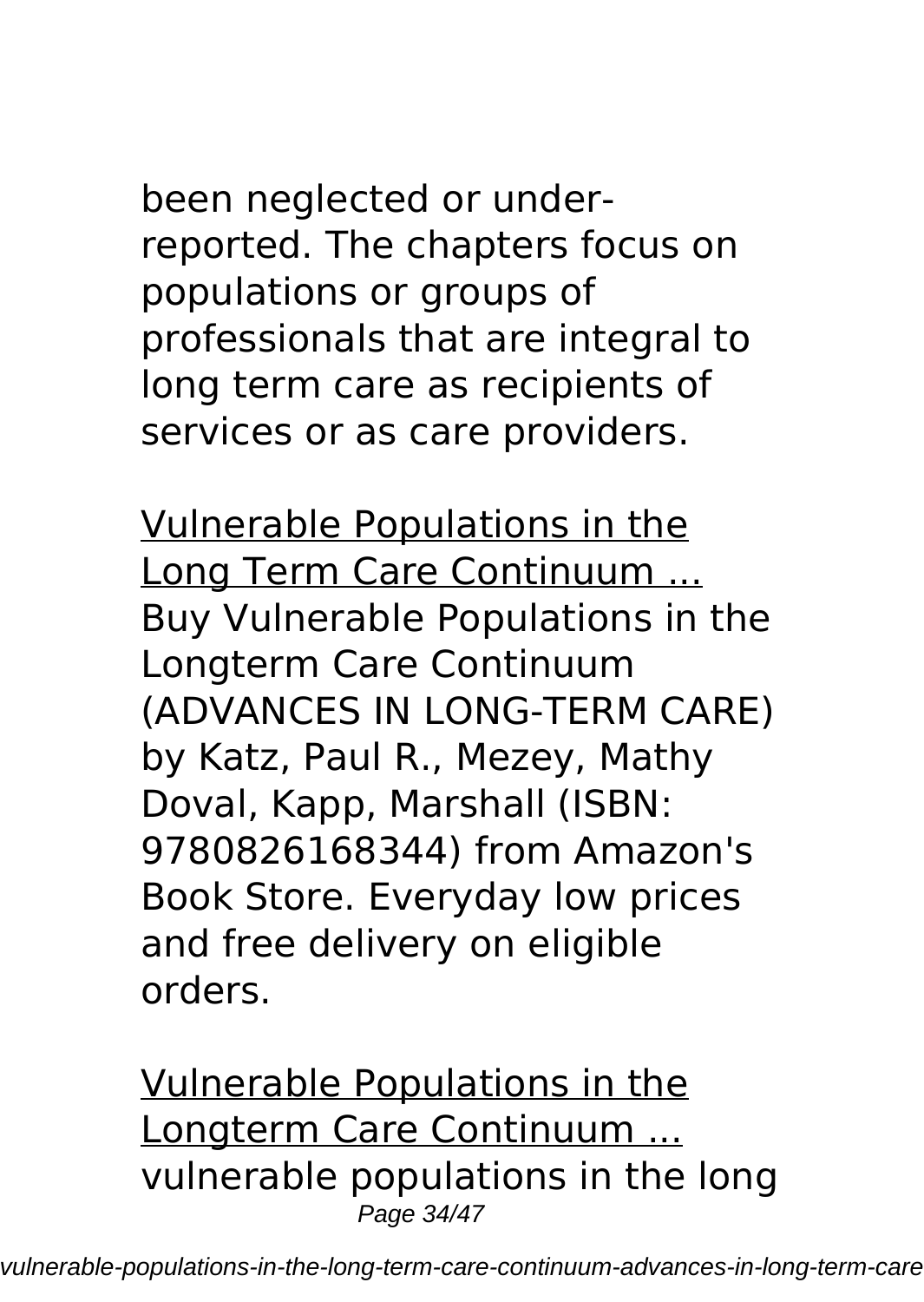been neglected or under-reported. The chapters focus on populations or groups of professionals that are integral to long term care as recipients of services or as care providers.

Vulnerable Populations in the Long Term Care Continuum ...
Buy Vulnerable Populations in the Longterm Care Continuum (ADVANCES IN LONG-TERM CARE) by Katz, Paul R., Mezey, Mathy Doval, Kapp, Marshall (ISBN: 9780826168344) from Amazon's Book Store. Everyday low prices and free delivery on eligible orders.

Vulnerable Populations in the Longterm Care Continuum ...
vulnerable populations in the long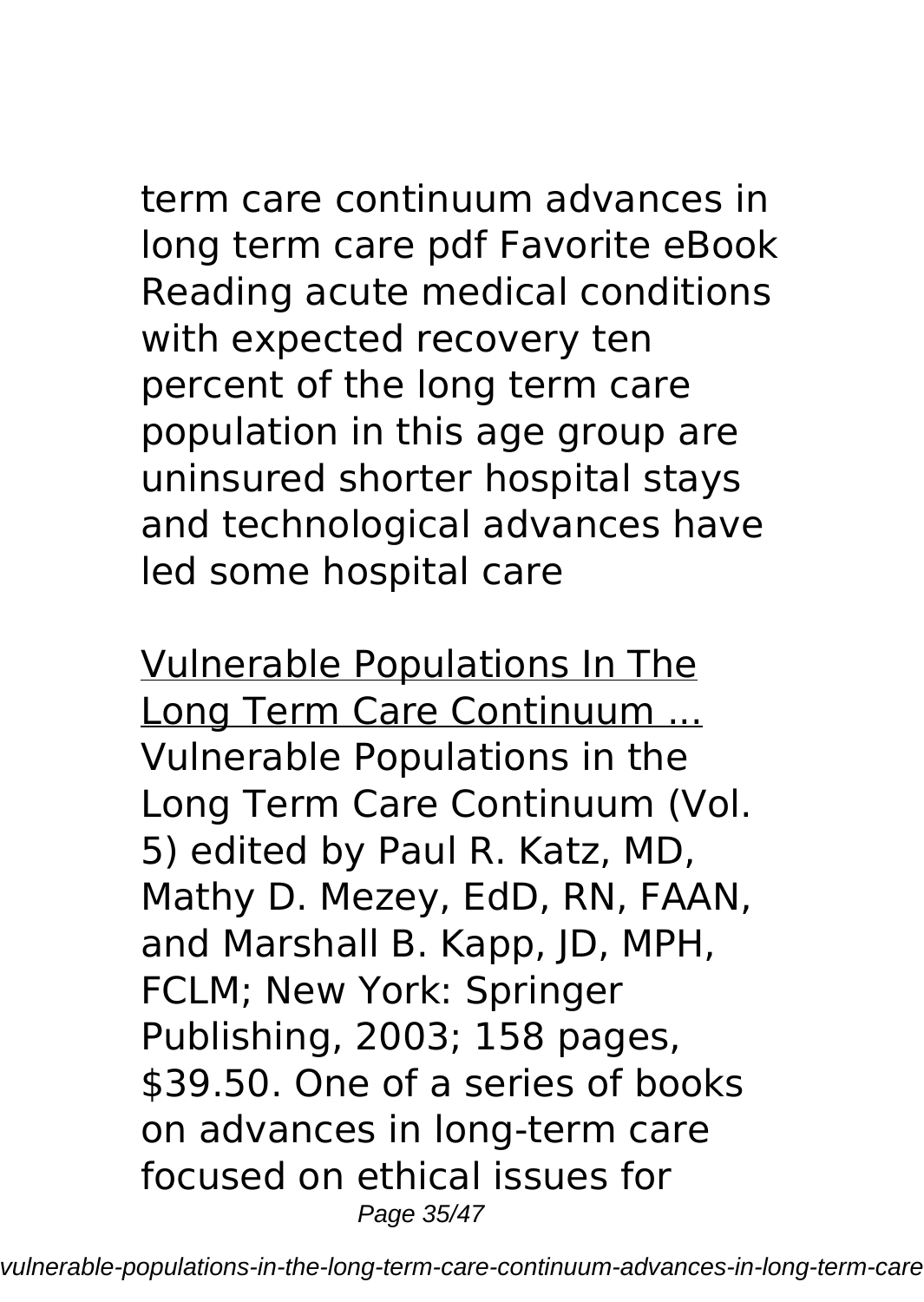term care continuum advances in long term care pdf Favorite eBook Reading acute medical conditions with expected recovery ten percent of the long term care population in this age group are uninsured shorter hospital stays and technological advances have led some hospital care

Vulnerable Populations In The Long Term Care Continuum ...

Vulnerable Populations in the Long Term Care Continuum (Vol. 5) edited by Paul R. Katz, MD, Mathy D. Mezey, EdD, RN, FAAN, and Marshall B. Kapp, JD, MPH, FCLM; New York: Springer Publishing, 2003; 158 pages, $39.50. One of a series of books on advances in long-term care focused on ethical issues for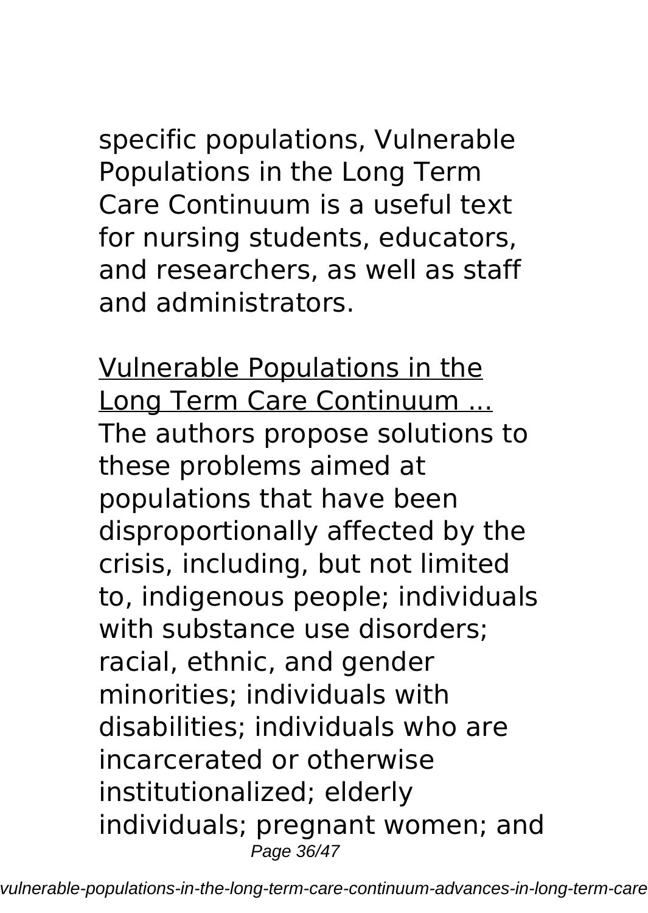specific populations, Vulnerable Populations in the Long Term Care Continuum is a useful text for nursing students, educators, and researchers, as well as staff and administrators.

Vulnerable Populations in the Long Term Care Continuum ...

The authors propose solutions to these problems aimed at populations that have been disproportionally affected by the crisis, including, but not limited to, indigenous people; individuals with substance use disorders; racial, ethnic, and gender minorities; individuals with disabilities; individuals who are incarcerated or otherwise institutionalized; elderly individuals; pregnant women; and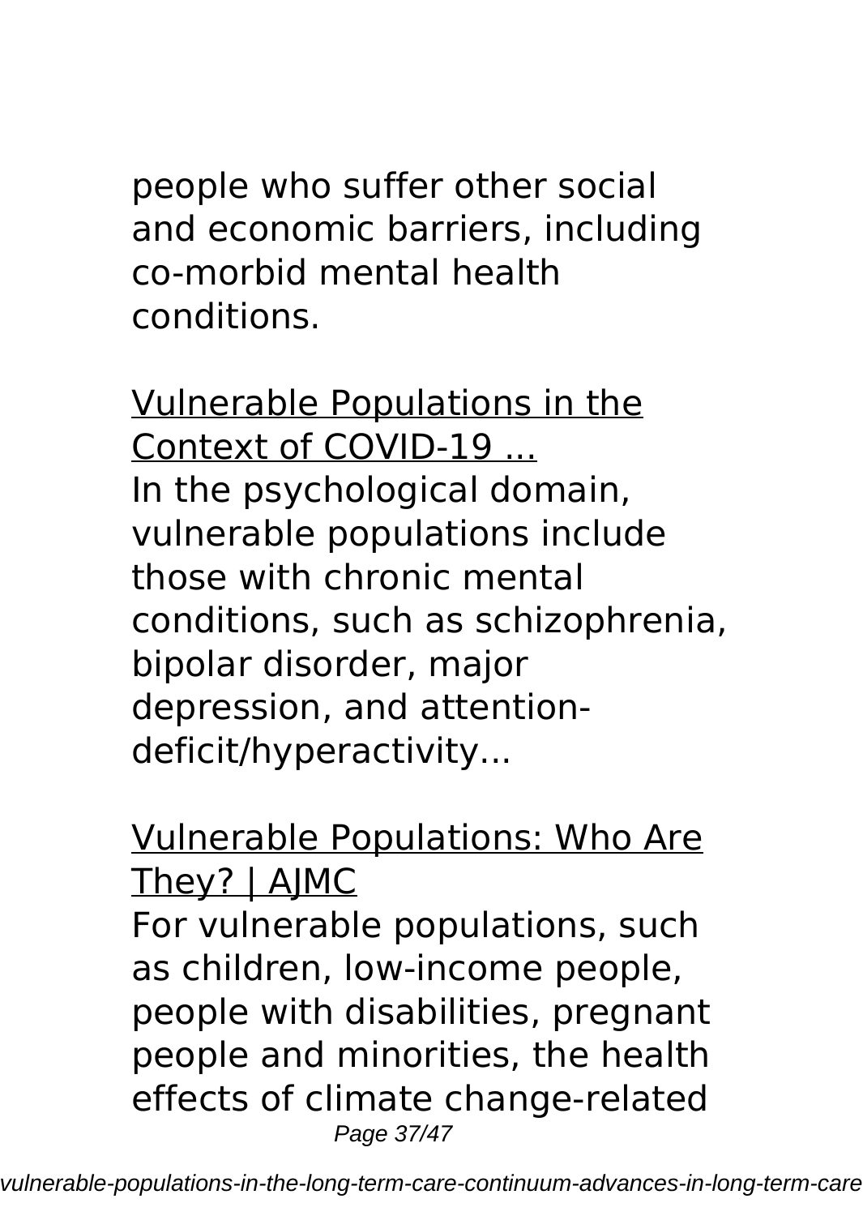people who suffer other social and economic barriers, including co-morbid mental health conditions.

Vulnerable Populations in the Context of COVID-19 ...

In the psychological domain, vulnerable populations include those with chronic mental conditions, such as schizophrenia, bipolar disorder, major depression, and attention-deficit/hyperactivity...

Vulnerable Populations: Who Are They? | AJMC

For vulnerable populations, such as children, low-income people, people with disabilities, pregnant people and minorities, the health effects of climate change-related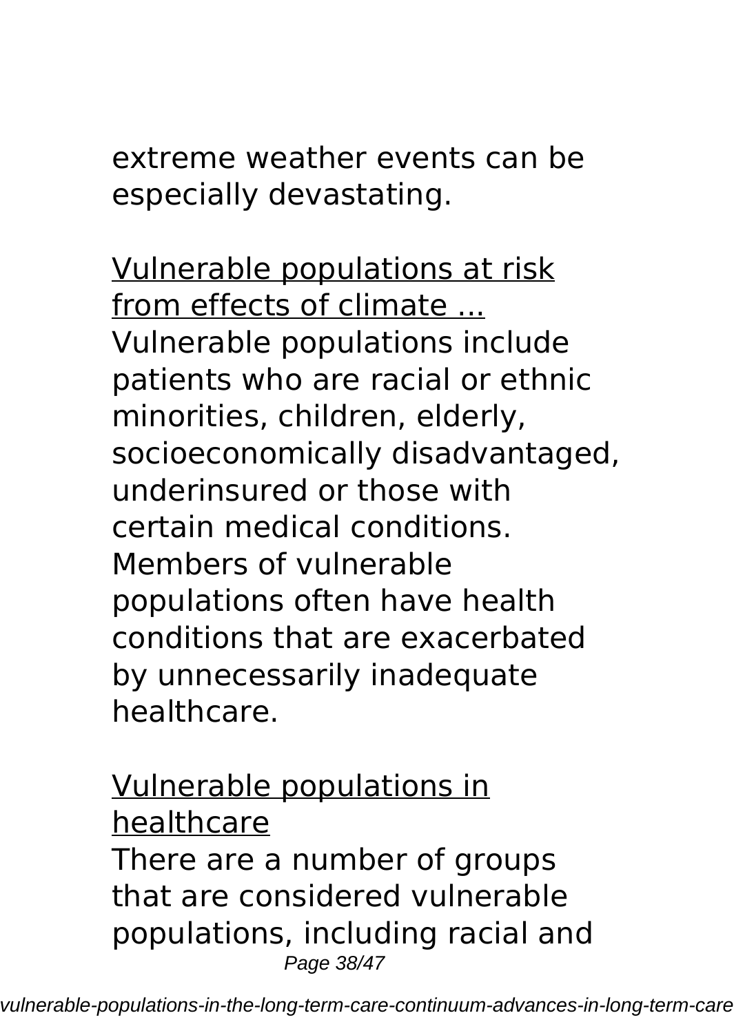extreme weather events can be especially devastating.

Vulnerable populations at risk from effects of climate ...

Vulnerable populations include patients who are racial or ethnic minorities, children, elderly, socioeconomically disadvantaged, underinsured or those with certain medical conditions. Members of vulnerable populations often have health conditions that are exacerbated by unnecessarily inadequate healthcare.

Vulnerable populations in healthcare

There are a number of groups that are considered vulnerable populations, including racial and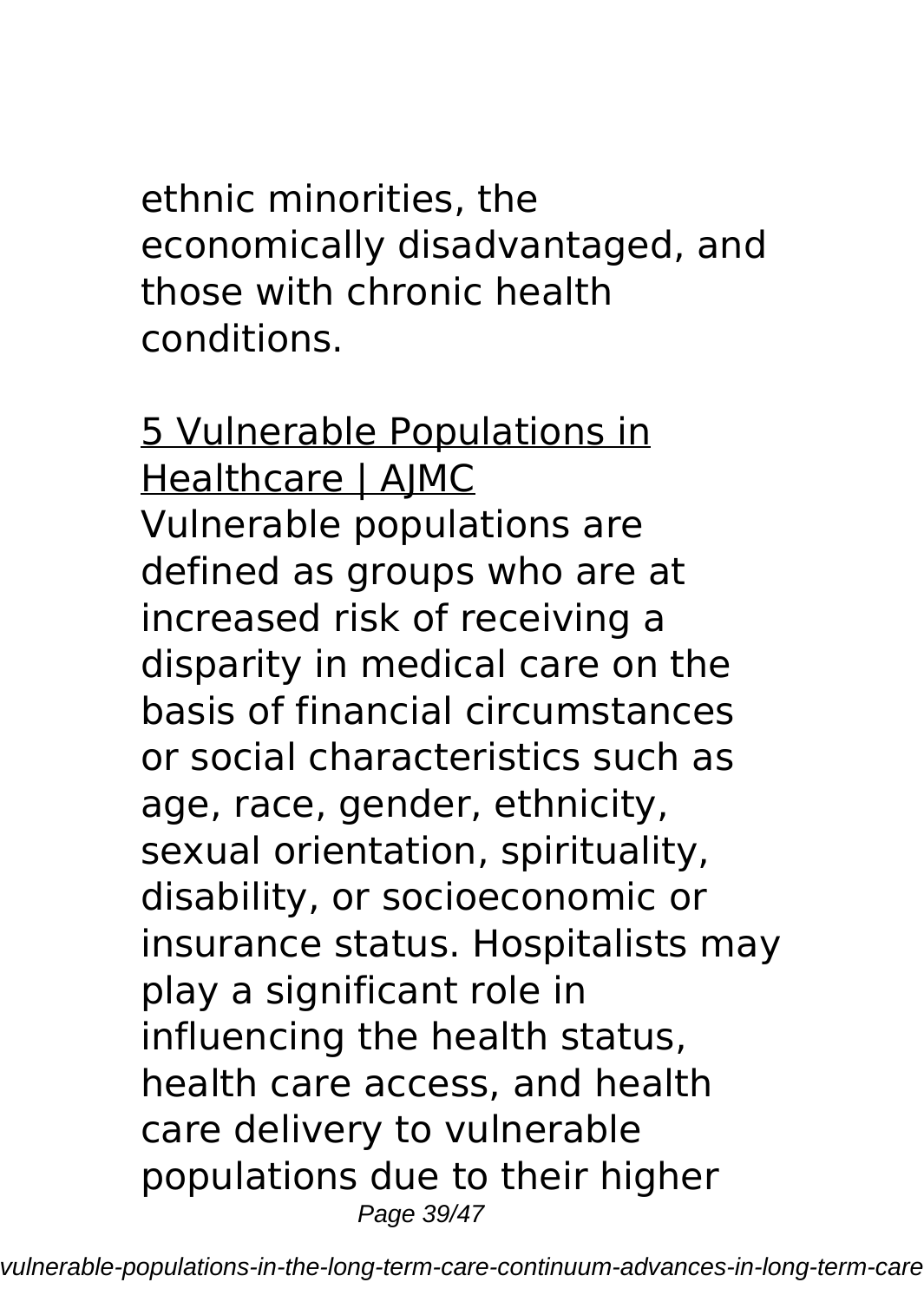ethnic minorities, the economically disadvantaged, and those with chronic health conditions.

5 Vulnerable Populations in Healthcare | AJMC

Vulnerable populations are defined as groups who are at increased risk of receiving a disparity in medical care on the basis of financial circumstances or social characteristics such as age, race, gender, ethnicity, sexual orientation, spirituality, disability, or socioeconomic or insurance status. Hospitalists may play a significant role in influencing the health status, health care access, and health care delivery to vulnerable populations due to their higher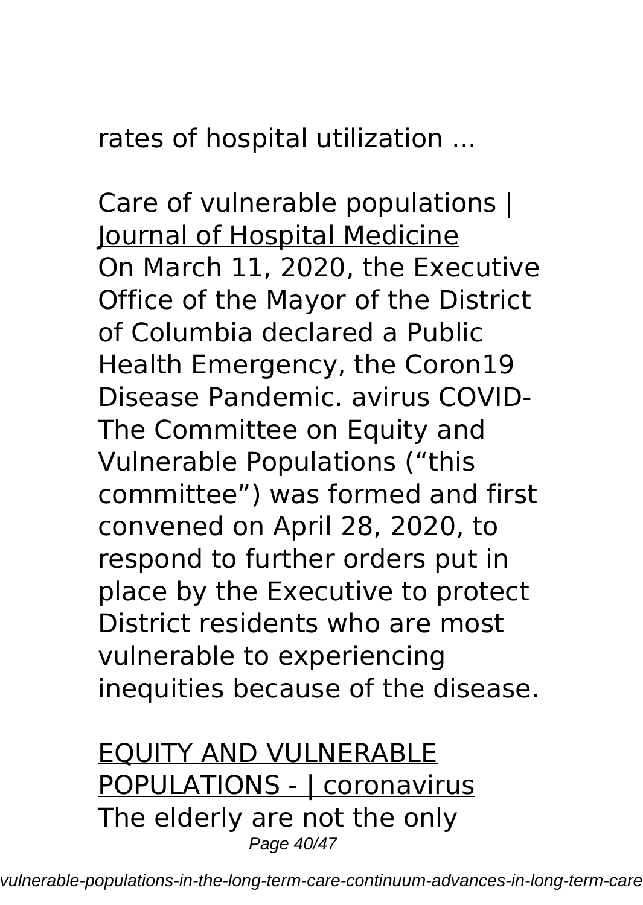rates of hospital utilization ...

Care of vulnerable populations | Journal of Hospital Medicine

On March 11, 2020, the Executive Office of the Mayor of the District of Columbia declared a Public Health Emergency, the Coron19 Disease Pandemic. avirus COVID-The Committee on Equity and Vulnerable Populations ("this committee") was formed and first convened on April 28, 2020, to respond to further orders put in place by the Executive to protect District residents who are most vulnerable to experiencing inequities because of the disease.

EQUITY AND VULNERABLE POPULATIONS - | coronavirus

The elderly are not the only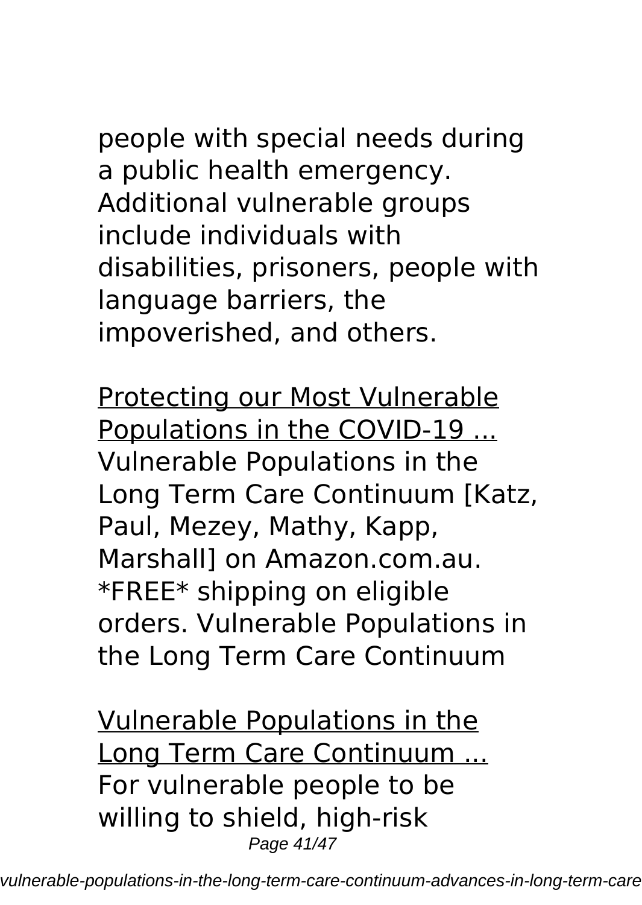people with special needs during a public health emergency. Additional vulnerable groups include individuals with disabilities, prisoners, people with language barriers, the impoverished, and others.

Protecting our Most Vulnerable Populations in the COVID-19 ...

Vulnerable Populations in the Long Term Care Continuum [Katz, Paul, Mezey, Mathy, Kapp, Marshall] on Amazon.com.au. *FREE* shipping on eligible orders. Vulnerable Populations in the Long Term Care Continuum

Vulnerable Populations in the Long Term Care Continuum ...

For vulnerable people to be willing to shield, high-risk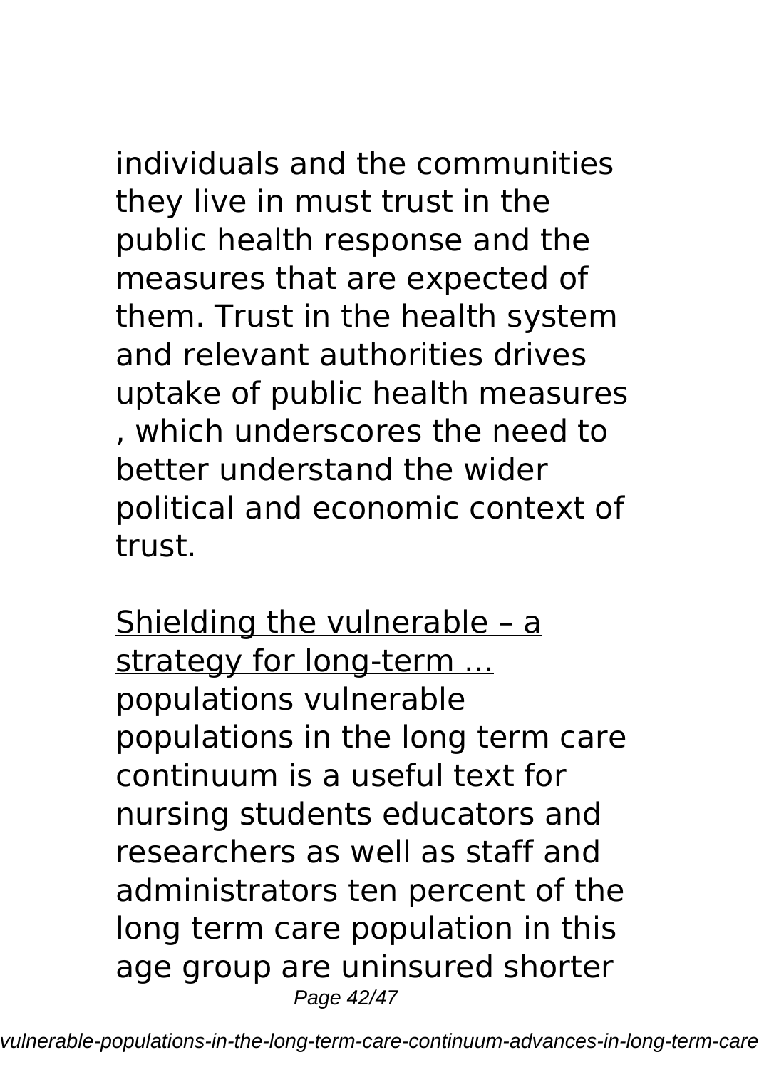individuals and the communities they live in must trust in the public health response and the measures that are expected of them. Trust in the health system and relevant authorities drives uptake of public health measures , which underscores the need to better understand the wider political and economic context of trust.

Shielding the vulnerable – a strategy for long-term ...
populations vulnerable populations in the long term care continuum is a useful text for nursing students educators and researchers as well as staff and administrators ten percent of the long term care population in this age group are uninsured shorter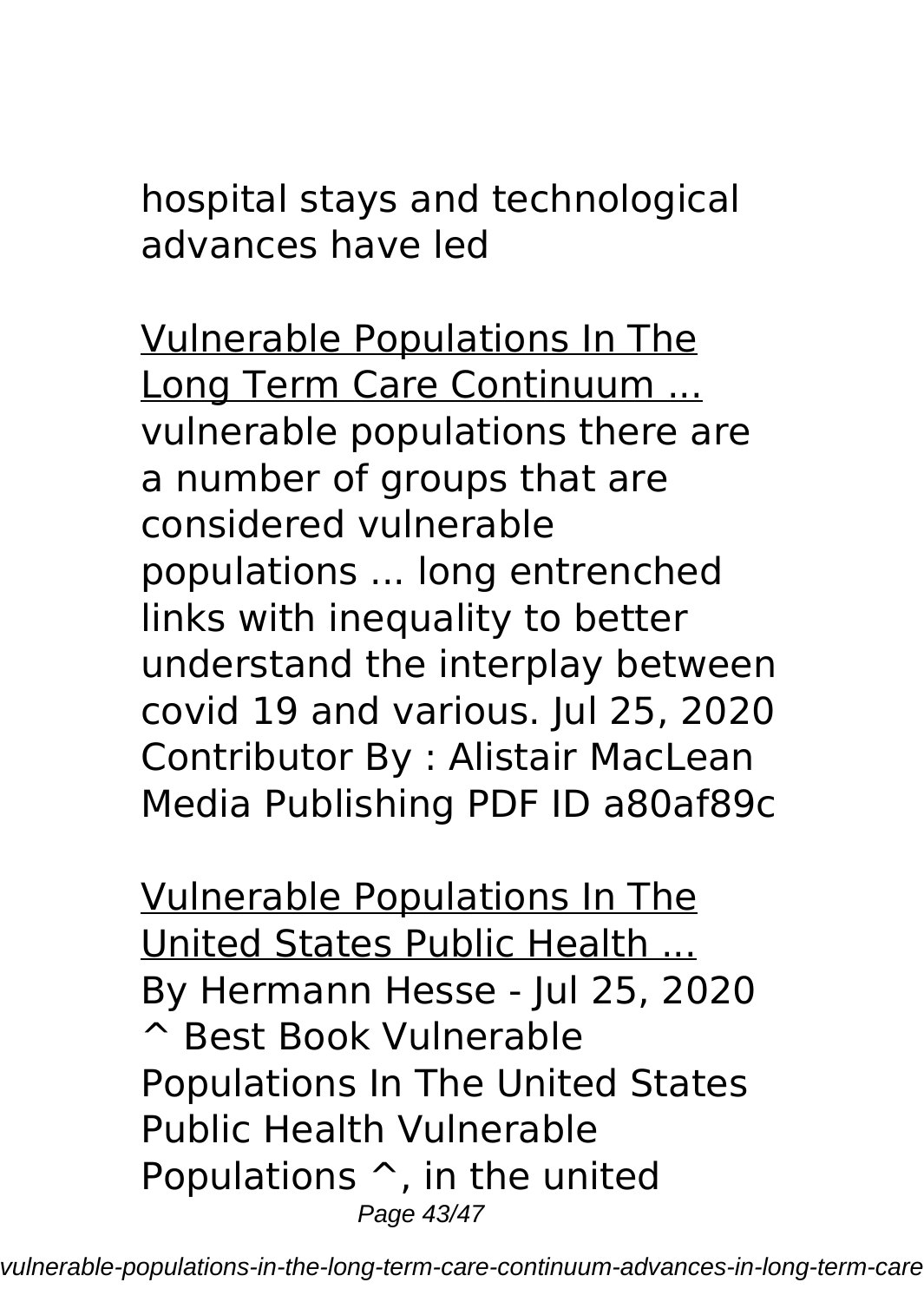hospital stays and technological advances have led

Vulnerable Populations In The Long Term Care Continuum ...
vulnerable populations there are a number of groups that are considered vulnerable populations ... long entrenched links with inequality to better understand the interplay between covid 19 and various. Jul 25, 2020 Contributor By : Alistair MacLean Media Publishing PDF ID a80af89c

Vulnerable Populations In The United States Public Health ...
By Hermann Hesse - Jul 25, 2020 ^ Best Book Vulnerable Populations In The United States Public Health Vulnerable Populations ^, in the united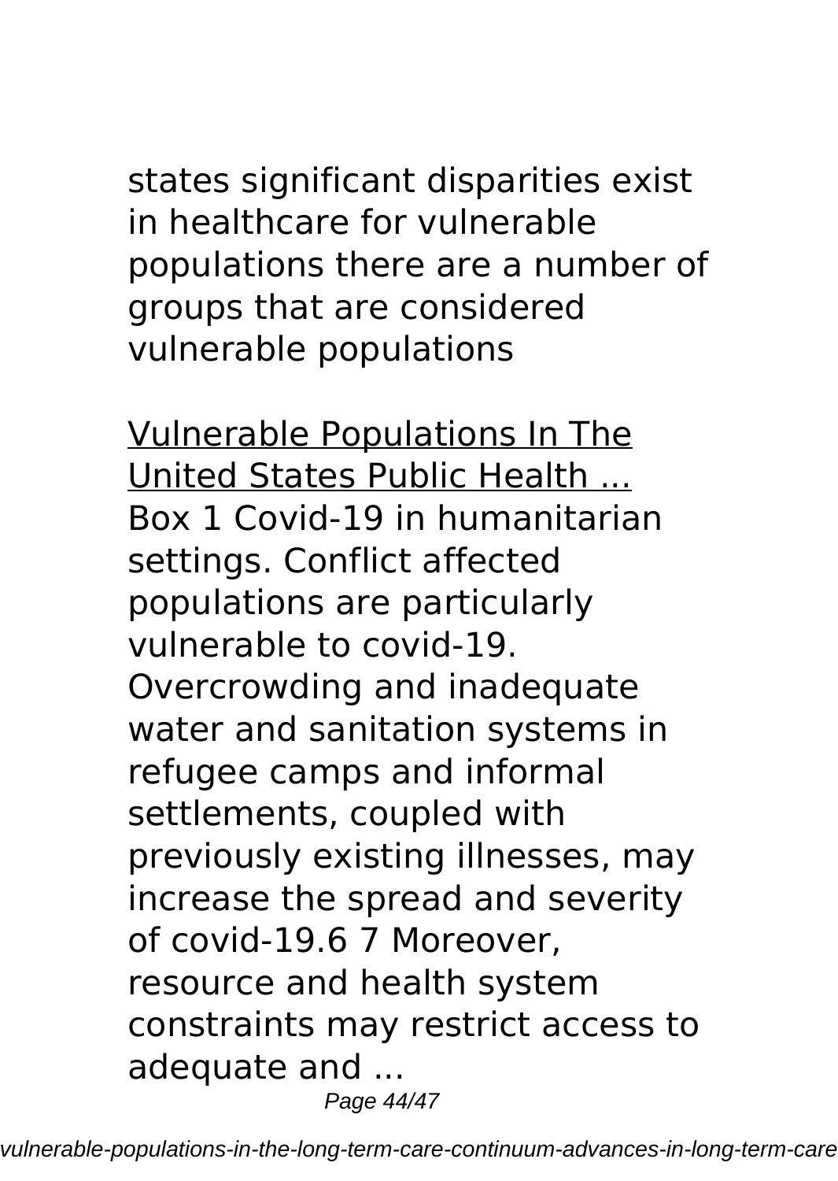states significant disparities exist in healthcare for vulnerable populations there are a number of groups that are considered vulnerable populations

Vulnerable Populations In The United States Public Health ...

Box 1 Covid-19 in humanitarian settings. Conflict affected populations are particularly vulnerable to covid-19. Overcrowding and inadequate water and sanitation systems in refugee camps and informal settlements, coupled with previously existing illnesses, may increase the spread and severity of covid-19.6 7 Moreover, resource and health system constraints may restrict access to adequate and ...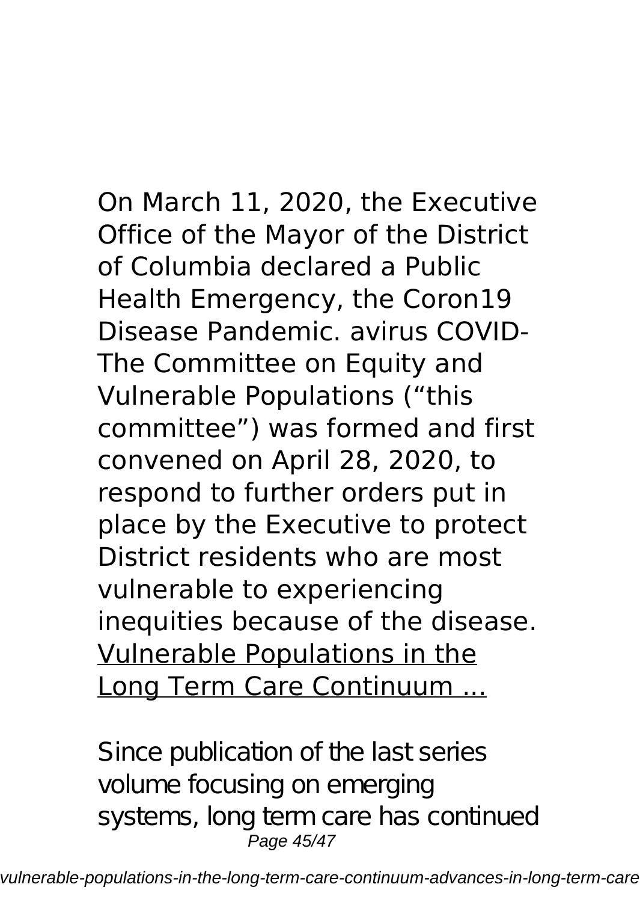On March 11, 2020, the Executive Office of the Mayor of the District of Columbia declared a Public Health Emergency, the Coron19 Disease Pandemic. avirus COVID- The Committee on Equity and Vulnerable Populations ("this committee") was formed and first convened on April 28, 2020, to respond to further orders put in place by the Executive to protect District residents who are most vulnerable to experiencing inequities because of the disease.

Vulnerable Populations in the Long Term Care Continuum ...

Since publication of the last series volume focusing on emerging systems, long term care has continued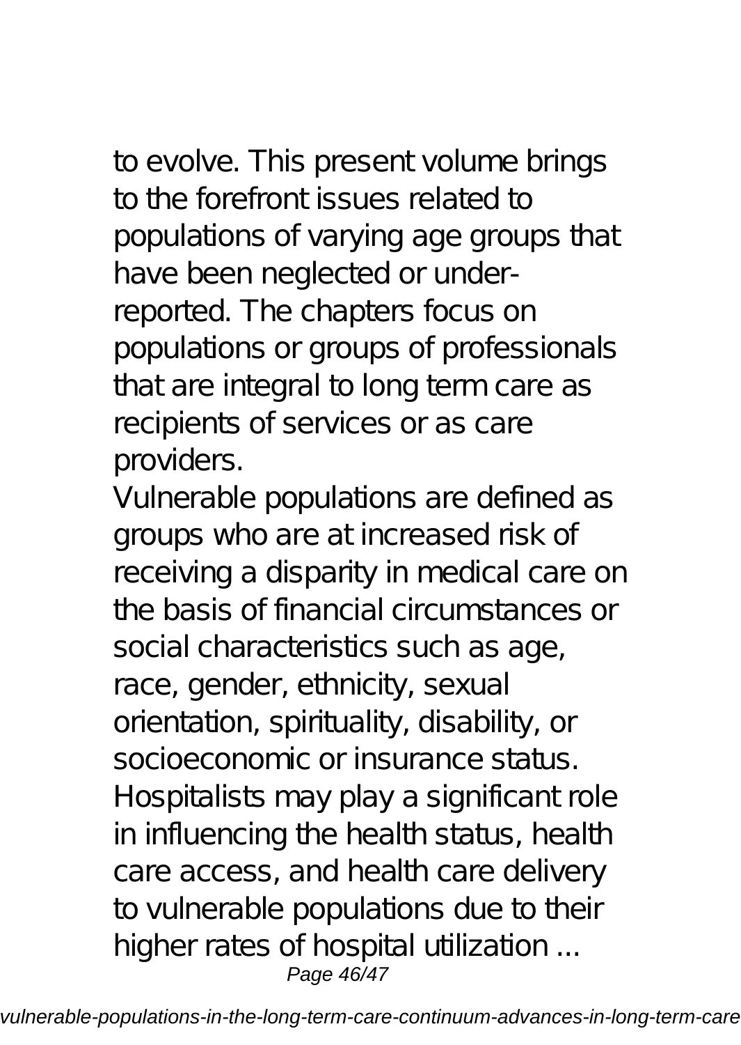to evolve. This present volume brings to the forefront issues related to populations of varying age groups that have been neglected or under-reported. The chapters focus on populations or groups of professionals that are integral to long term care as recipients of services or as care providers.

Vulnerable populations are defined as groups who are at increased risk of receiving a disparity in medical care on the basis of financial circumstances or social characteristics such as age, race, gender, ethnicity, sexual orientation, spirituality, disability, or socioeconomic or insurance status. Hospitalists may play a significant role in influencing the health status, health care access, and health care delivery to vulnerable populations due to their higher rates of hospital utilization ...